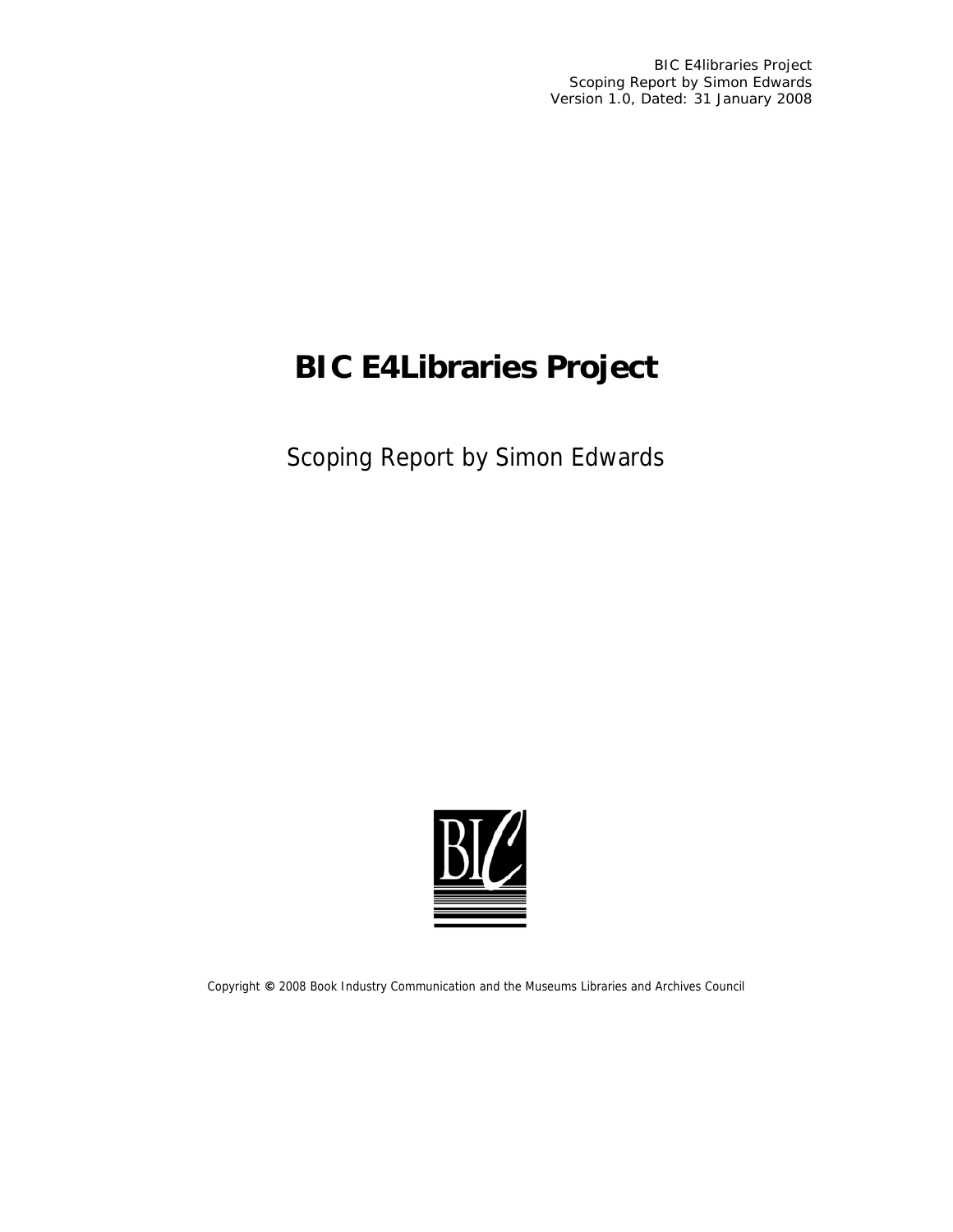BIC E4libraries Project
Scoping Report by Simon Edwards
Version 1.0, Dated: 31 January 2008

# BIC E4Libraries Project

Scoping Report by Simon Edwards

Copyright © 2008 Book Industry Communication and the Museums Libraries and Archives Council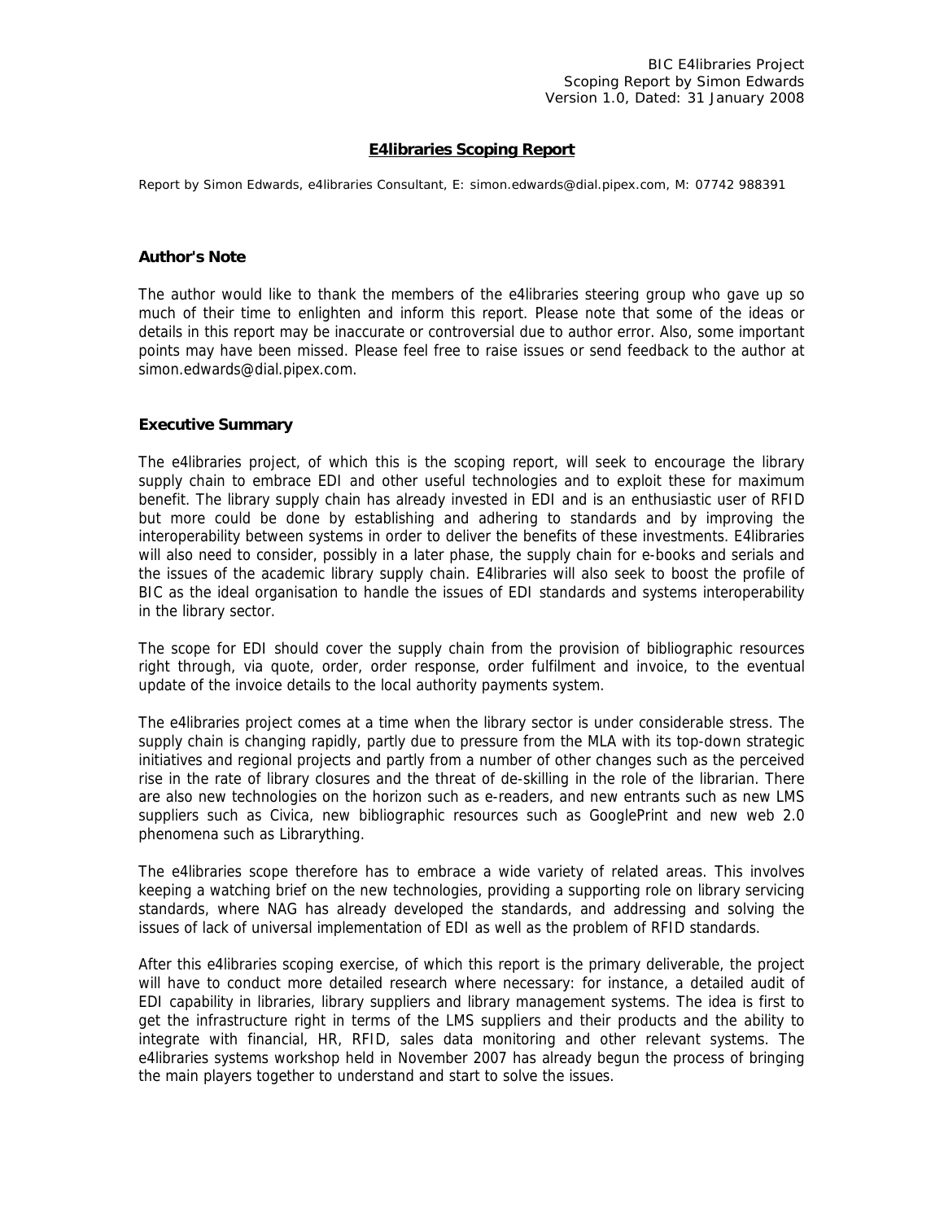BIC E4libraries Project
Scoping Report by Simon Edwards
Version 1.0, Dated: 31 January 2008

# E4libraries Scoping Report

Report by Simon Edwards, e4libraries Consultant, E: simon.edwards@dial.pipex.com, M: 07742 988391

### Author's Note

The author would like to thank the members of the e4libraries steering group who gave up so much of their time to enlighten and inform this report. Please note that some of the ideas or details in this report may be inaccurate or controversial due to author error. Also, some important points may have been missed. Please feel free to raise issues or send feedback to the author at simon.edwards@dial.pipex.com.

### Executive Summary

The e4libraries project, of which this is the scoping report, will seek to encourage the library supply chain to embrace EDI and other useful technologies and to exploit these for maximum benefit. The library supply chain has already invested in EDI and is an enthusiastic user of RFID but more could be done by establishing and adhering to standards and by improving the interoperability between systems in order to deliver the benefits of these investments. E4libraries will also need to consider, possibly in a later phase, the supply chain for e-books and serials and the issues of the academic library supply chain. E4libraries will also seek to boost the profile of BIC as the ideal organisation to handle the issues of EDI standards and systems interoperability in the library sector.

The scope for EDI should cover the supply chain from the provision of bibliographic resources right through, via quote, order, order response, order fulfilment and invoice, to the eventual update of the invoice details to the local authority payments system.

The e4libraries project comes at a time when the library sector is under considerable stress. The supply chain is changing rapidly, partly due to pressure from the MLA with its top-down strategic initiatives and regional projects and partly from a number of other changes such as the perceived rise in the rate of library closures and the threat of de-skilling in the role of the librarian. There are also new technologies on the horizon such as e-readers, and new entrants such as new LMS suppliers such as Civica, new bibliographic resources such as GooglePrint and new web 2.0 phenomena such as Librarything.

The e4libraries scope therefore has to embrace a wide variety of related areas. This involves keeping a watching brief on the new technologies, providing a supporting role on library servicing standards, where NAG has already developed the standards, and addressing and solving the issues of lack of universal implementation of EDI as well as the problem of RFID standards.

After this e4libraries scoping exercise, of which this report is the primary deliverable, the project will have to conduct more detailed research where necessary: for instance, a detailed audit of EDI capability in libraries, library suppliers and library management systems. The idea is first to get the infrastructure right in terms of the LMS suppliers and their products and the ability to integrate with financial, HR, RFID, sales data monitoring and other relevant systems. The e4libraries systems workshop held in November 2007 has already begun the process of bringing the main players together to understand and start to solve the issues.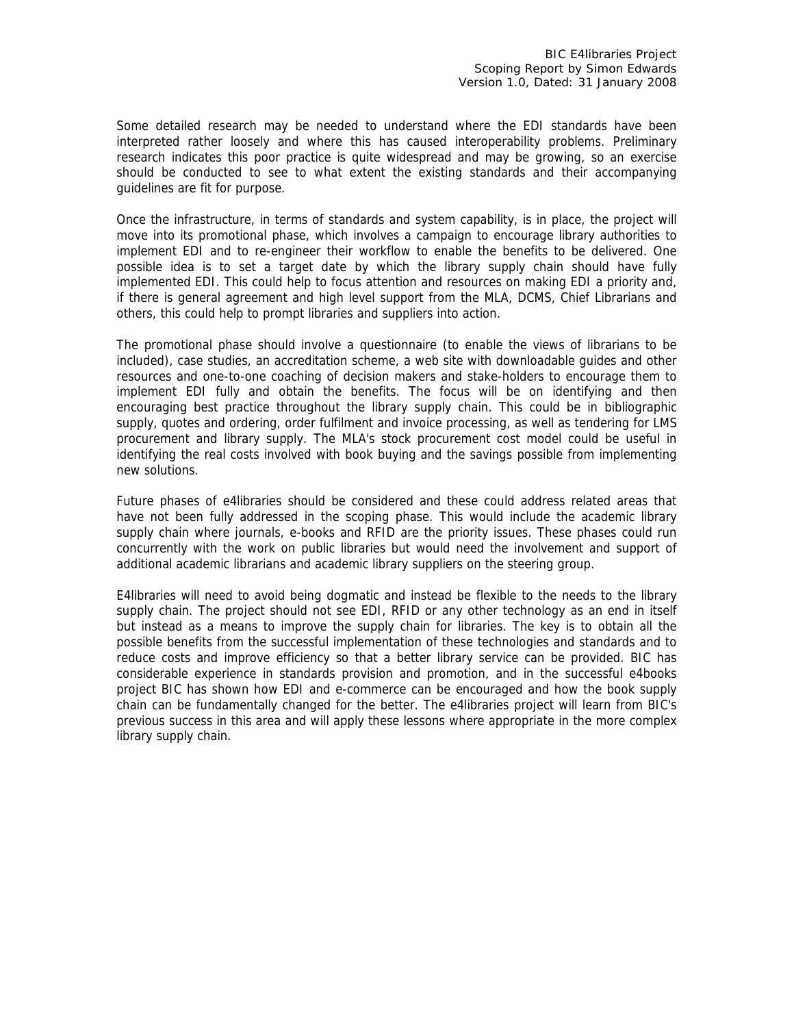Some detailed research may be needed to understand where the EDI standards have been interpreted rather loosely and where this has caused interoperability problems. Preliminary research indicates this poor practice is quite widespread and may be growing, so an exercise should be conducted to see to what extent the existing standards and their accompanying guidelines are fit for purpose.

Once the infrastructure, in terms of standards and system capability, is in place, the project will move into its promotional phase, which involves a campaign to encourage library authorities to implement EDI and to re-engineer their workflow to enable the benefits to be delivered. One possible idea is to set a target date by which the library supply chain should have fully implemented EDI. This could help to focus attention and resources on making EDI a priority and, if there is general agreement and high level support from the MLA, DCMS, Chief Librarians and others, this could help to prompt libraries and suppliers into action.

The promotional phase should involve a questionnaire (to enable the views of librarians to be included), case studies, an accreditation scheme, a web site with downloadable guides and other resources and one-to-one coaching of decision makers and stake-holders to encourage them to implement EDI fully and obtain the benefits. The focus will be on identifying and then encouraging best practice throughout the library supply chain. This could be in bibliographic supply, quotes and ordering, order fulfilment and invoice processing, as well as tendering for LMS procurement and library supply. The MLA's stock procurement cost model could be useful in identifying the real costs involved with book buying and the savings possible from implementing new solutions.

Future phases of e4libraries should be considered and these could address related areas that have not been fully addressed in the scoping phase. This would include the academic library supply chain where journals, e-books and RFID are the priority issues. These phases could run concurrently with the work on public libraries but would need the involvement and support of additional academic librarians and academic library suppliers on the steering group.

E4libraries will need to avoid being dogmatic and instead be flexible to the needs to the library supply chain. The project should not see EDI, RFID or any other technology as an end in itself but instead as a means to improve the supply chain for libraries. The key is to obtain all the possible benefits from the successful implementation of these technologies and standards and to reduce costs and improve efficiency so that a better library service can be provided. BIC has considerable experience in standards provision and promotion, and in the successful e4books project BIC has shown how EDI and e-commerce can be encouraged and how the book supply chain can be fundamentally changed for the better. The e4libraries project will learn from BIC's previous success in this area and will apply these lessons where appropriate in the more complex library supply chain.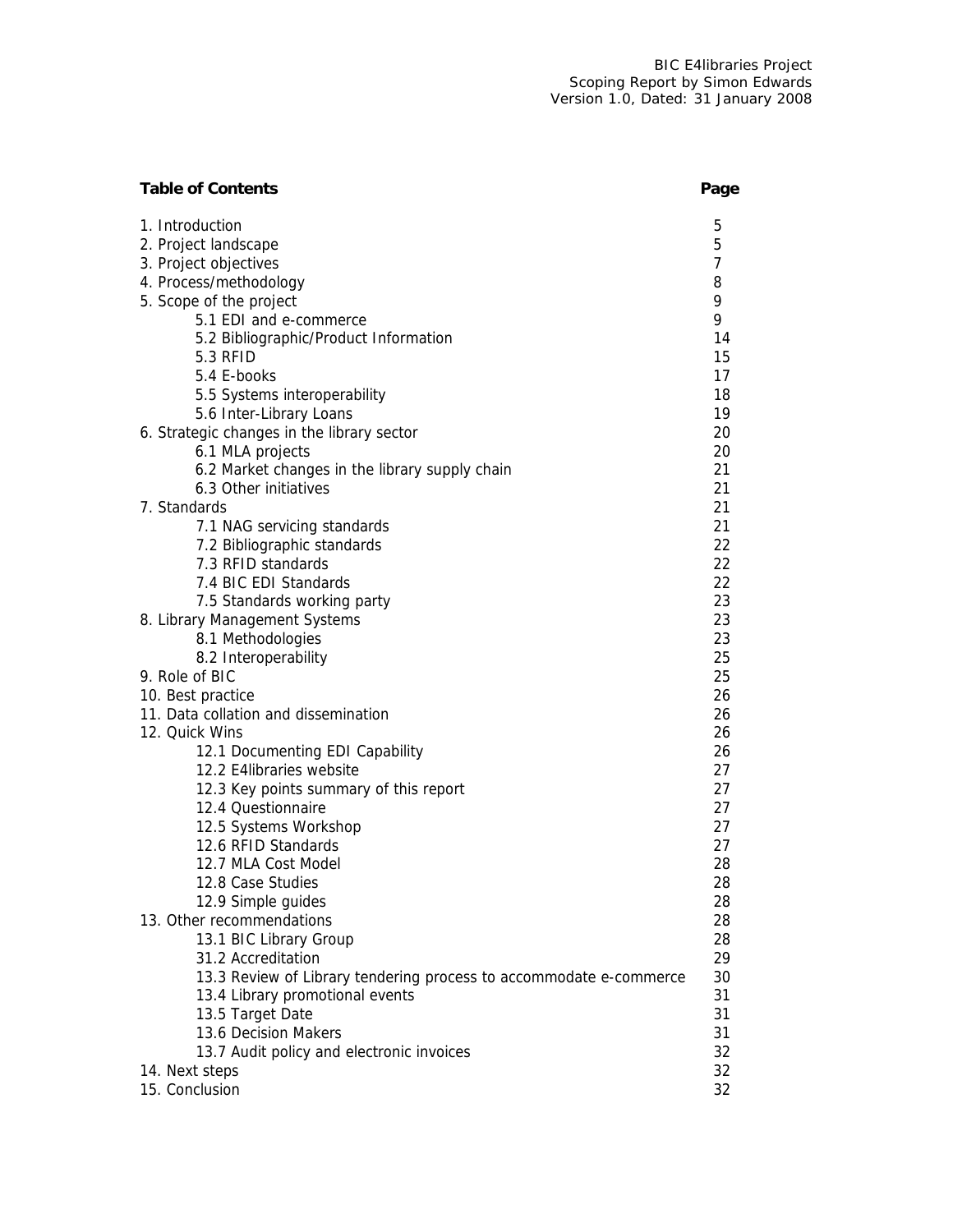BIC E4libraries Project
Scoping Report by Simon Edwards
Version 1.0, Dated: 31 January 2008

| **Table of Contents** | **Page** |
| --- | --- |
| 1. Introduction | 5 |
| 2. Project landscape | 5 |
| 3. Project objectives | 7 |
| 4. Process/methodology | 8 |
| 5. Scope of the project | 9 |
| 5.1 EDI and e-commerce | 9 |
| 5.2 Bibliographic/Product Information | 14 |
| 5.3 RFID | 15 |
| 5.4 E-books | 17 |
| 5.5 Systems interoperability | 18 |
| 5.6 Inter-Library Loans | 19 |
| 6. Strategic changes in the library sector | 20 |
| 6.1 MLA projects | 20 |
| 6.2 Market changes in the library supply chain | 21 |
| 6.3 Other initiatives | 21 |
| 7. Standards | 21 |
| 7.1 NAG servicing standards | 21 |
| 7.2 Bibliographic standards | 22 |
| 7.3 RFID standards | 22 |
| 7.4 BIC EDI Standards | 22 |
| 7.5 Standards working party | 23 |
| 8. Library Management Systems | 23 |
| 8.1 Methodologies | 23 |
| 8.2 Interoperability | 25 |
| 9. Role of BIC | 25 |
| 10. Best practice | 26 |
| 11. Data collation and dissemination | 26 |
| 12. Quick Wins | 26 |
| 12.1 Documenting EDI Capability | 26 |
| 12.2 E4libraries website | 27 |
| 12.3 Key points summary of this report | 27 |
| 12.4 Questionnaire | 27 |
| 12.5 Systems Workshop | 27 |
| 12.6 RFID Standards | 27 |
| 12.7 MLA Cost Model | 28 |
| 12.8 Case Studies | 28 |
| 12.9 Simple guides | 28 |
| 13. Other recommendations | 28 |
| 13.1 BIC Library Group | 28 |
| 31.2 Accreditation | 29 |
| 13.3 Review of Library tendering process to accommodate e-commerce | 30 |
| 13.4 Library promotional events | 31 |
| 13.5 Target Date | 31 |
| 13.6 Decision Makers | 31 |
| 13.7 Audit policy and electronic invoices | 32 |
| 14. Next steps | 32 |
| 15. Conclusion | 32 |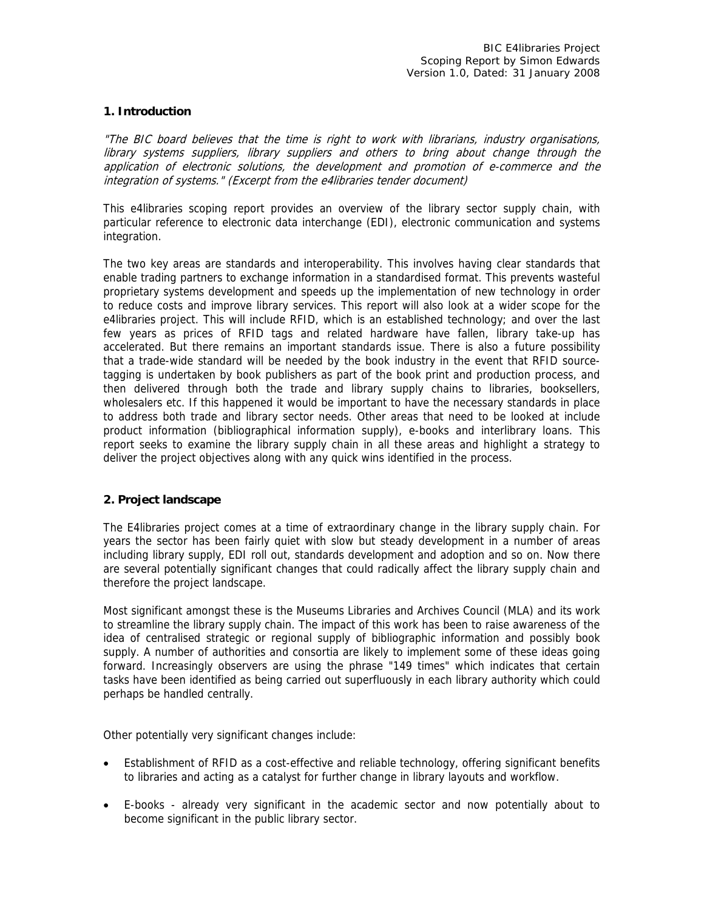## 1. Introduction

*"The BIC board believes that the time is right to work with librarians, industry organisations, library systems suppliers, library suppliers and others to bring about change through the application of electronic solutions, the development and promotion of e-commerce and the integration of systems." (Excerpt from the e4libraries tender document)*

This e4libraries scoping report provides an overview of the library sector supply chain, with particular reference to electronic data interchange (EDI), electronic communication and systems integration.

The two key areas are standards and interoperability. This involves having clear standards that enable trading partners to exchange information in a standardised format. This prevents wasteful proprietary systems development and speeds up the implementation of new technology in order to reduce costs and improve library services. This report will also look at a wider scope for the e4libraries project. This will include RFID, which is an established technology; and over the last few years as prices of RFID tags and related hardware have fallen, library take-up has accelerated. But there remains an important standards issue. There is also a future possibility that a trade-wide standard will be needed by the book industry in the event that RFID source-tagging is undertaken by book publishers as part of the book print and production process, and then delivered through both the trade and library supply chains to libraries, booksellers, wholesalers etc. If this happened it would be important to have the necessary standards in place to address both trade and library sector needs. Other areas that need to be looked at include product information (bibliographical information supply), e-books and interlibrary loans. This report seeks to examine the library supply chain in all these areas and highlight a strategy to deliver the project objectives along with any quick wins identified in the process.

## 2. Project landscape

The E4libraries project comes at a time of extraordinary change in the library supply chain. For years the sector has been fairly quiet with slow but steady development in a number of areas including library supply, EDI roll out, standards development and adoption and so on. Now there are several potentially significant changes that could radically affect the library supply chain and therefore the project landscape.

Most significant amongst these is the Museums Libraries and Archives Council (MLA) and its work to streamline the library supply chain. The impact of this work has been to raise awareness of the idea of centralised strategic or regional supply of bibliographic information and possibly book supply. A number of authorities and consortia are likely to implement some of these ideas going forward. Increasingly observers are using the phrase "149 times" which indicates that certain tasks have been identified as being carried out superfluously in each library authority which could perhaps be handled centrally.

Other potentially very significant changes include:

- Establishment of RFID as a cost-effective and reliable technology, offering significant benefits to libraries and acting as a catalyst for further change in library layouts and workflow.
- E-books - already very significant in the academic sector and now potentially about to become significant in the public library sector.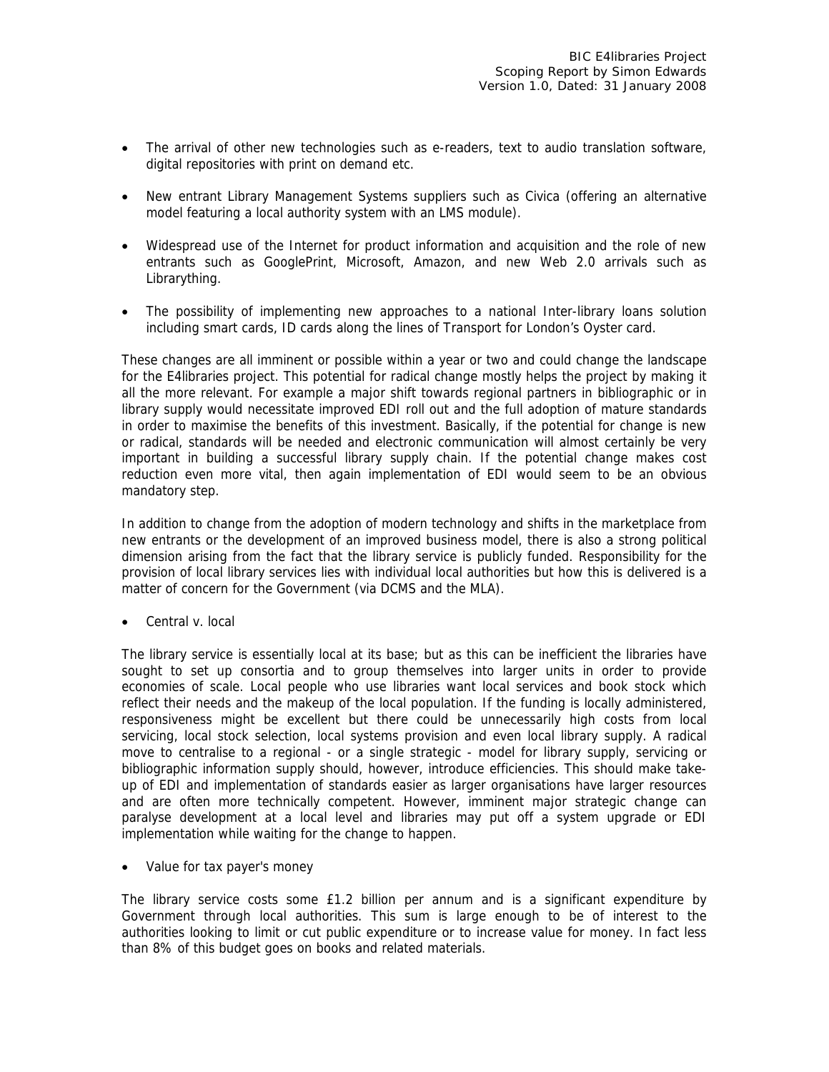- The arrival of other new technologies such as e-readers, text to audio translation software, digital repositories with print on demand etc.
- New entrant Library Management Systems suppliers such as Civica (offering an alternative model featuring a local authority system with an LMS module).
- Widespread use of the Internet for product information and acquisition and the role of new entrants such as GooglePrint, Microsoft, Amazon, and new Web 2.0 arrivals such as Librarything.
- The possibility of implementing new approaches to a national Inter-library loans solution including smart cards, ID cards along the lines of Transport for London's Oyster card.

These changes are all imminent or possible within a year or two and could change the landscape for the E4libraries project. This potential for radical change mostly helps the project by making it all the more relevant. For example a major shift towards regional partners in bibliographic or in library supply would necessitate improved EDI roll out and the full adoption of mature standards in order to maximise the benefits of this investment. Basically, if the potential for change is new or radical, standards will be needed and electronic communication will almost certainly be very important in building a successful library supply chain. If the potential change makes cost reduction even more vital, then again implementation of EDI would seem to be an obvious mandatory step.

In addition to change from the adoption of modern technology and shifts in the marketplace from new entrants or the development of an improved business model, there is also a strong political dimension arising from the fact that the library service is publicly funded. Responsibility for the provision of local library services lies with individual local authorities but how this is delivered is a matter of concern for the Government (via DCMS and the MLA).

- Central v. local

The library service is essentially local at its base; but as this can be inefficient the libraries have sought to set up consortia and to group themselves into larger units in order to provide economies of scale. Local people who use libraries want local services and book stock which reflect their needs and the makeup of the local population. If the funding is locally administered, responsiveness might be excellent but there could be unnecessarily high costs from local servicing, local stock selection, local systems provision and even local library supply. A radical move to centralise to a regional - or a single strategic - model for library supply, servicing or bibliographic information supply should, however, introduce efficiencies. This should make take-up of EDI and implementation of standards easier as larger organisations have larger resources and are often more technically competent. However, imminent major strategic change can paralyse development at a local level and libraries may put off a system upgrade or EDI implementation while waiting for the change to happen.

- Value for tax payer's money

The library service costs some £1.2 billion per annum and is a significant expenditure by Government through local authorities. This sum is large enough to be of interest to the authorities looking to limit or cut public expenditure or to increase value for money. In fact less than 8% of this budget goes on books and related materials.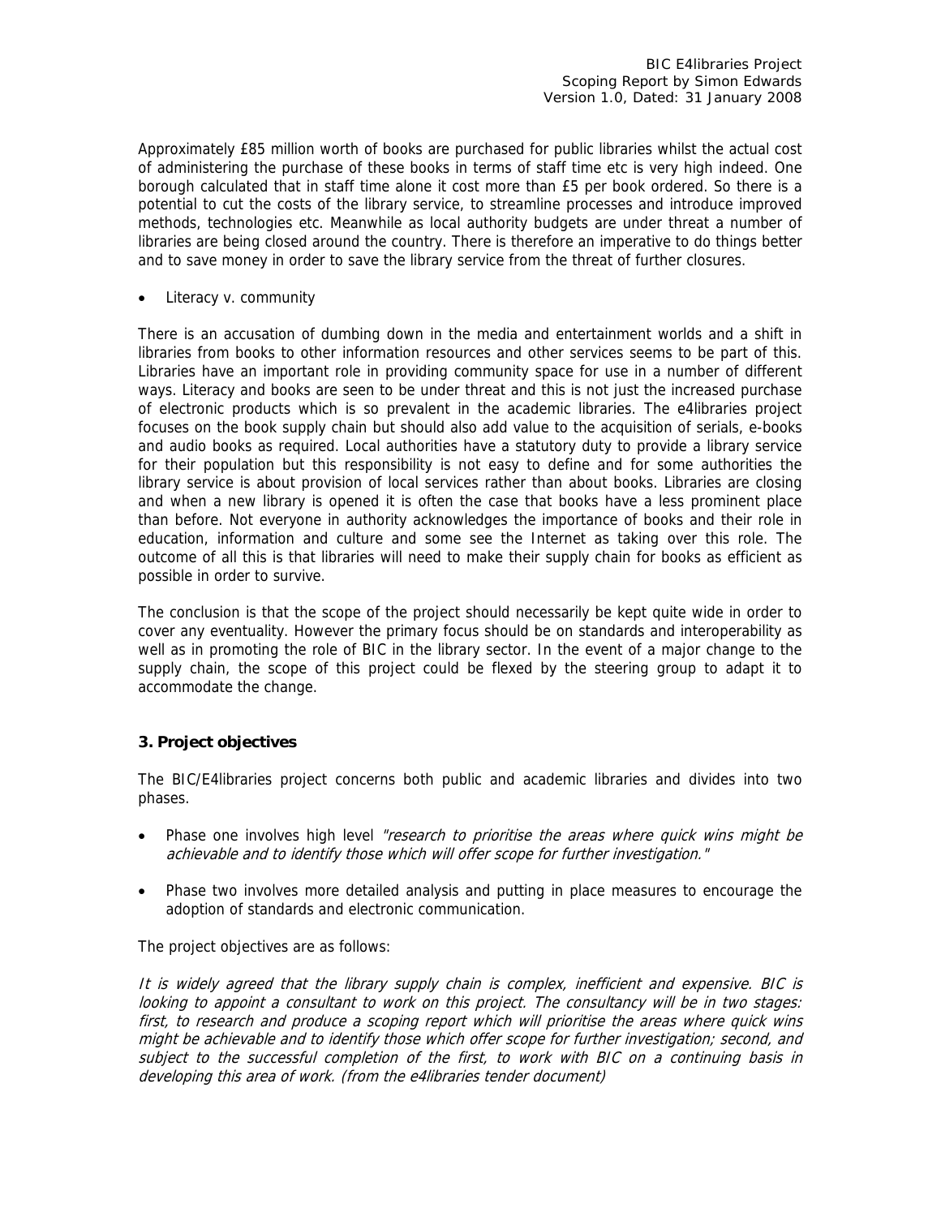Approximately £85 million worth of books are purchased for public libraries whilst the actual cost of administering the purchase of these books in terms of staff time etc is very high indeed. One borough calculated that in staff time alone it cost more than £5 per book ordered. So there is a potential to cut the costs of the library service, to streamline processes and introduce improved methods, technologies etc. Meanwhile as local authority budgets are under threat a number of libraries are being closed around the country. There is therefore an imperative to do things better and to save money in order to save the library service from the threat of further closures.

- Literacy v. community

There is an accusation of dumbing down in the media and entertainment worlds and a shift in libraries from books to other information resources and other services seems to be part of this. Libraries have an important role in providing community space for use in a number of different ways. Literacy and books are seen to be under threat and this is not just the increased purchase of electronic products which is so prevalent in the academic libraries. The e4libraries project focuses on the book supply chain but should also add value to the acquisition of serials, e-books and audio books as required. Local authorities have a statutory duty to provide a library service for their population but this responsibility is not easy to define and for some authorities the library service is about provision of local services rather than about books. Libraries are closing and when a new library is opened it is often the case that books have a less prominent place than before. Not everyone in authority acknowledges the importance of books and their role in education, information and culture and some see the Internet as taking over this role. The outcome of all this is that libraries will need to make their supply chain for books as efficient as possible in order to survive.

The conclusion is that the scope of the project should necessarily be kept quite wide in order to cover any eventuality. However the primary focus should be on standards and interoperability as well as in promoting the role of BIC in the library sector. In the event of a major change to the supply chain, the scope of this project could be flexed by the steering group to adapt it to accommodate the change.

### 3. Project objectives

The BIC/E4libraries project concerns both public and academic libraries and divides into two phases.

- Phase one involves high level *"research to prioritise the areas where quick wins might be achievable and to identify those which will offer scope for further investigation."*
- Phase two involves more detailed analysis and putting in place measures to encourage the adoption of standards and electronic communication.

The project objectives are as follows:

*It is widely agreed that the library supply chain is complex, inefficient and expensive. BIC is looking to appoint a consultant to work on this project. The consultancy will be in two stages: first, to research and produce a scoping report which will prioritise the areas where quick wins might be achievable and to identify those which offer scope for further investigation; second, and subject to the successful completion of the first, to work with BIC on a continuing basis in developing this area of work. (from the e4libraries tender document)*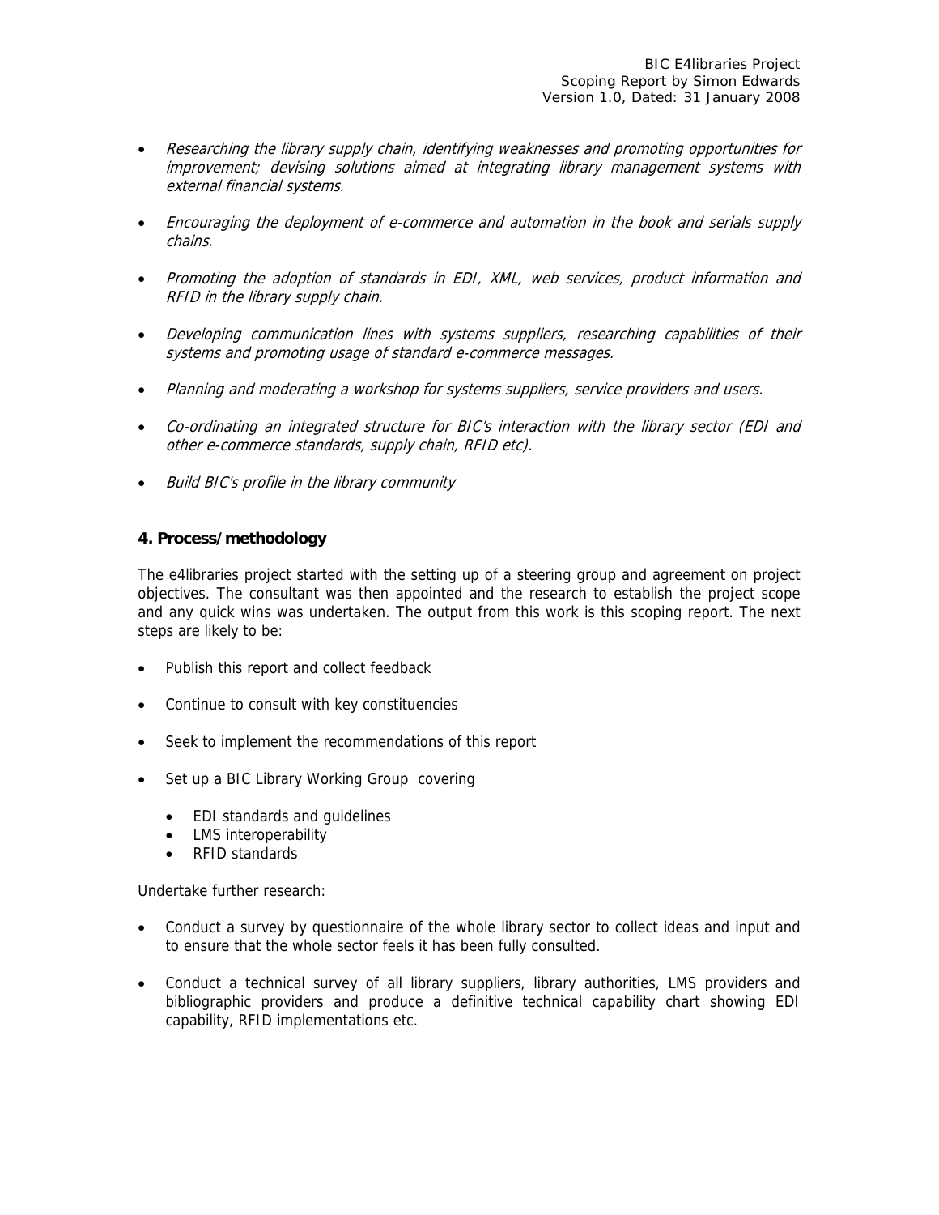- *Researching the library supply chain, identifying weaknesses and promoting opportunities for improvement; devising solutions aimed at integrating library management systems with external financial systems.*

- *Encouraging the deployment of e-commerce and automation in the book and serials supply chains.*

- *Promoting the adoption of standards in EDI, XML, web services, product information and RFID in the library supply chain.*

- *Developing communication lines with systems suppliers, researching capabilities of their systems and promoting usage of standard e-commerce messages.*

- *Planning and moderating a workshop for systems suppliers, service providers and users.*

- *Co-ordinating an integrated structure for BIC's interaction with the library sector (EDI and other e-commerce standards, supply chain, RFID etc).*

- *Build BIC's profile in the library community*

### 4. Process/methodology

The e4libraries project started with the setting up of a steering group and agreement on project objectives. The consultant was then appointed and the research to establish the project scope and any quick wins was undertaken. The output from this work is this scoping report. The next steps are likely to be:

- Publish this report and collect feedback

- Continue to consult with key constituencies

- Seek to implement the recommendations of this report

- Set up a BIC Library Working Group covering
  - EDI standards and guidelines
  - LMS interoperability
  - RFID standards

Undertake further research:

- Conduct a survey by questionnaire of the whole library sector to collect ideas and input and to ensure that the whole sector feels it has been fully consulted.

- Conduct a technical survey of all library suppliers, library authorities, LMS providers and bibliographic providers and produce a definitive technical capability chart showing EDI capability, RFID implementations etc.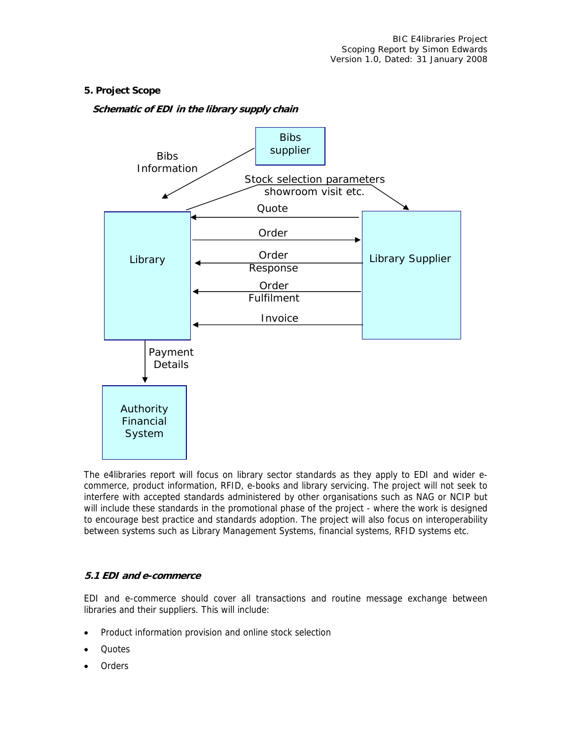## 5. Project Scope

***Schematic of EDI in the library supply chain***

Bibs supplier

Bibs Information

Stock selection parameters showroom visit etc.

Quote

Order

Library

Order Response

Library Supplier

Order Fulfilment

Invoice

Payment Details

Authority Financial System

The e4libraries report will focus on library sector standards as they apply to EDI and wider e-commerce, product information, RFID, e-books and library servicing. The project will not seek to interfere with accepted standards administered by other organisations such as NAG or NCIP but will include these standards in the promotional phase of the project - where the work is designed to encourage best practice and standards adoption. The project will also focus on interoperability between systems such as Library Management Systems, financial systems, RFID systems etc.

### *5.1 EDI and e-commerce*

EDI and e-commerce should cover all transactions and routine message exchange between libraries and their suppliers. This will include:

- Product information provision and online stock selection
- Quotes
- Orders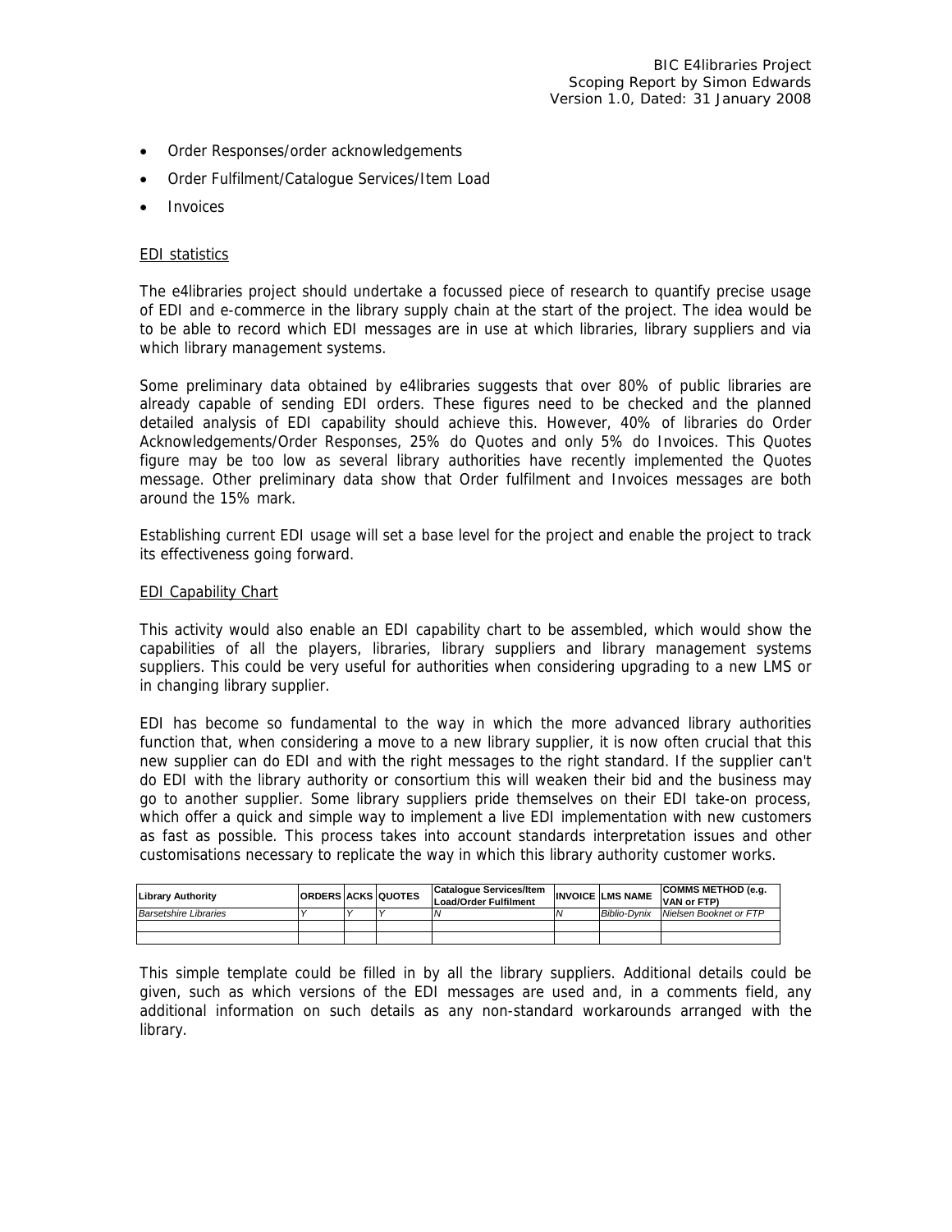- Order Responses/order acknowledgements
- Order Fulfilment/Catalogue Services/Item Load
- Invoices

EDI statistics

The e4libraries project should undertake a focussed piece of research to quantify precise usage of EDI and e-commerce in the library supply chain at the start of the project. The idea would be to be able to record which EDI messages are in use at which libraries, library suppliers and via which library management systems.

Some preliminary data obtained by e4libraries suggests that over 80% of public libraries are already capable of sending EDI orders. These figures need to be checked and the planned detailed analysis of EDI capability should achieve this. However, 40% of libraries do Order Acknowledgements/Order Responses, 25% do Quotes and only 5% do Invoices. This Quotes figure may be too low as several library authorities have recently implemented the Quotes message. Other preliminary data show that Order fulfilment and Invoices messages are both around the 15% mark.

Establishing current EDI usage will set a base level for the project and enable the project to track its effectiveness going forward.

EDI Capability Chart

This activity would also enable an EDI capability chart to be assembled, which would show the capabilities of all the players, libraries, library suppliers and library management systems suppliers. This could be very useful for authorities when considering upgrading to a new LMS or in changing library supplier.

EDI has become so fundamental to the way in which the more advanced library authorities function that, when considering a move to a new library supplier, it is now often crucial that this new supplier can do EDI and with the right messages to the right standard. If the supplier can't do EDI with the library authority or consortium this will weaken their bid and the business may go to another supplier. Some library suppliers pride themselves on their EDI take-on process, which offer a quick and simple way to implement a live EDI implementation with new customers as fast as possible. This process takes into account standards interpretation issues and other customisations necessary to replicate the way in which this library authority customer works.

| Library Authority | ORDERS | ACKS | QUOTES | Catalogue Services/Item Load/Order Fulfilment | INVOICE | LMS NAME | COMMS METHOD (e.g. VAN or FTP) |
|---|---|---|---|---|---|---|---|
| *Barsetshire Libraries* | *Y* | *Y* | *Y* | *N* | *N* | *Biblio-Dynix* | *Nielsen Booknet or FTP* |
| | | | | | | | |
| | | | | | | | |

This simple template could be filled in by all the library suppliers. Additional details could be given, such as which versions of the EDI messages are used and, in a comments field, any additional information on such details as any non-standard workarounds arranged with the library.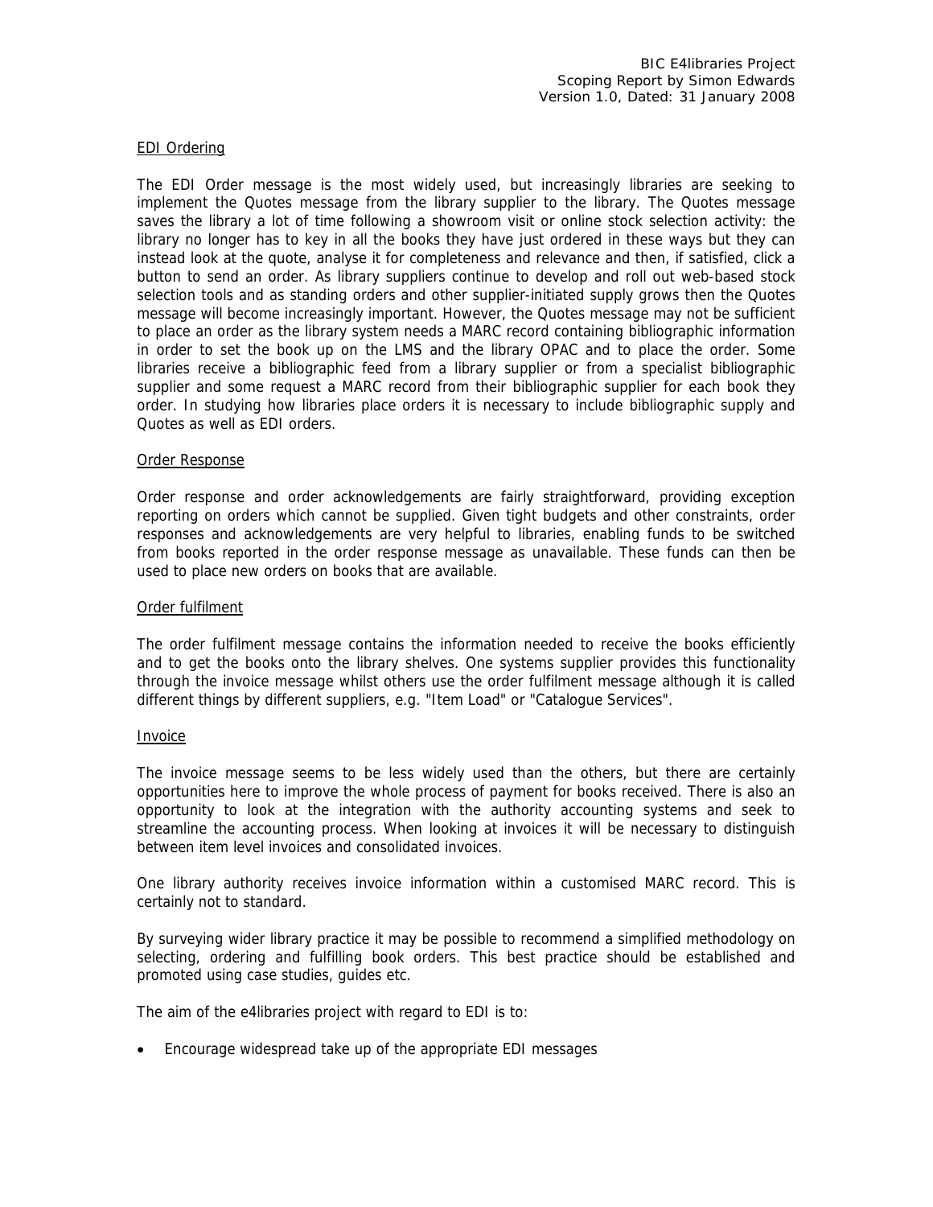EDI Ordering

The EDI Order message is the most widely used, but increasingly libraries are seeking to implement the Quotes message from the library supplier to the library. The Quotes message saves the library a lot of time following a showroom visit or online stock selection activity: the library no longer has to key in all the books they have just ordered in these ways but they can instead look at the quote, analyse it for completeness and relevance and then, if satisfied, click a button to send an order. As library suppliers continue to develop and roll out web-based stock selection tools and as standing orders and other supplier-initiated supply grows then the Quotes message will become increasingly important. However, the Quotes message may not be sufficient to place an order as the library system needs a MARC record containing bibliographic information in order to set the book up on the LMS and the library OPAC and to place the order. Some libraries receive a bibliographic feed from a library supplier or from a specialist bibliographic supplier and some request a MARC record from their bibliographic supplier for each book they order. In studying how libraries place orders it is necessary to include bibliographic supply and Quotes as well as EDI orders.

Order Response

Order response and order acknowledgements are fairly straightforward, providing exception reporting on orders which cannot be supplied. Given tight budgets and other constraints, order responses and acknowledgements are very helpful to libraries, enabling funds to be switched from books reported in the order response message as unavailable. These funds can then be used to place new orders on books that are available.

Order fulfilment

The order fulfilment message contains the information needed to receive the books efficiently and to get the books onto the library shelves. One systems supplier provides this functionality through the invoice message whilst others use the order fulfilment message although it is called different things by different suppliers, e.g. "Item Load" or "Catalogue Services".

Invoice

The invoice message seems to be less widely used than the others, but there are certainly opportunities here to improve the whole process of payment for books received. There is also an opportunity to look at the integration with the authority accounting systems and seek to streamline the accounting process. When looking at invoices it will be necessary to distinguish between item level invoices and consolidated invoices.

One library authority receives invoice information within a customised MARC record. This is certainly not to standard.

By surveying wider library practice it may be possible to recommend a simplified methodology on selecting, ordering and fulfilling book orders. This best practice should be established and promoted using case studies, guides etc.

The aim of the e4libraries project with regard to EDI is to:

- Encourage widespread take up of the appropriate EDI messages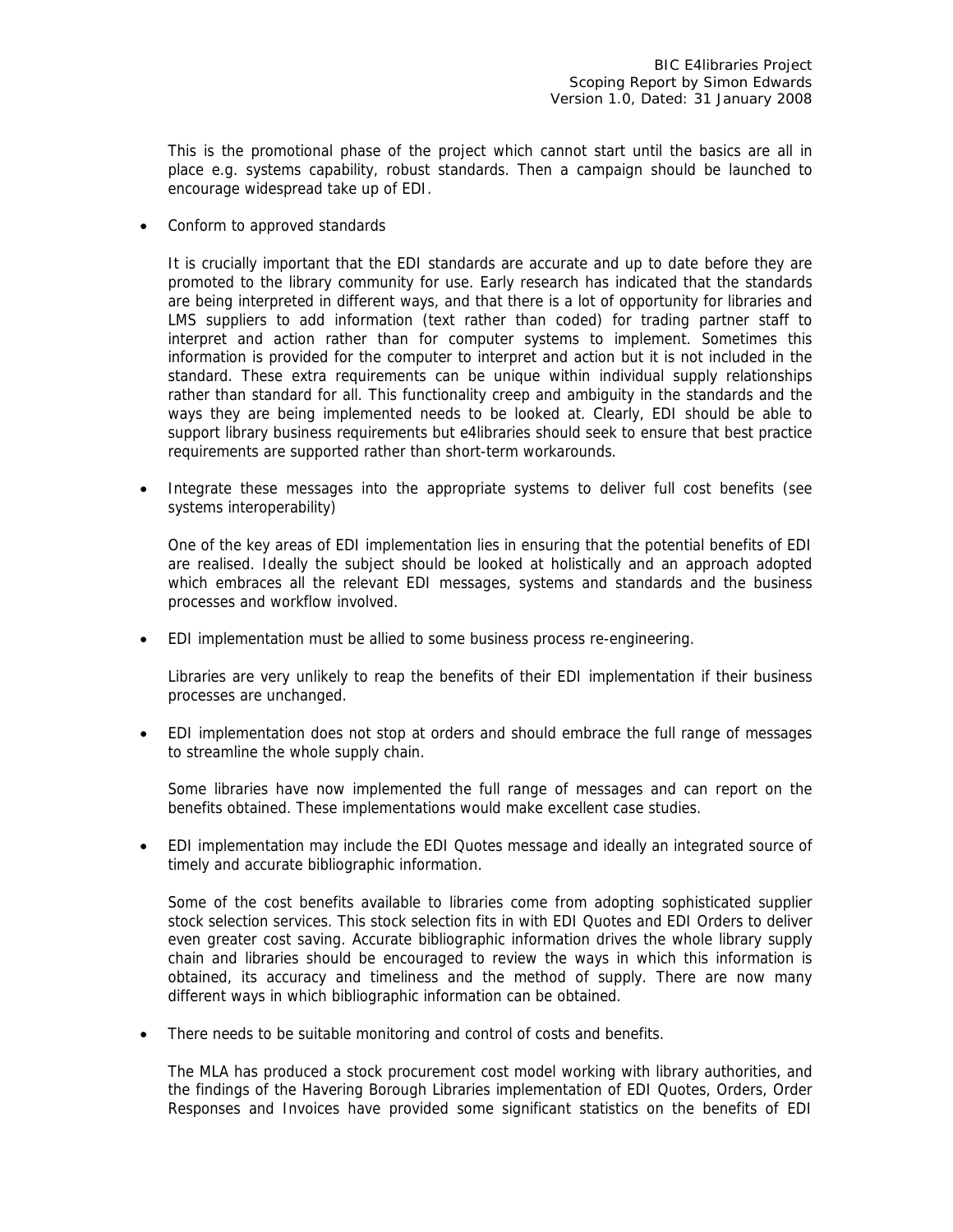This is the promotional phase of the project which cannot start until the basics are all in place e.g. systems capability, robust standards. Then a campaign should be launched to encourage widespread take up of EDI.

- Conform to approved standards

  It is crucially important that the EDI standards are accurate and up to date before they are promoted to the library community for use. Early research has indicated that the standards are being interpreted in different ways, and that there is a lot of opportunity for libraries and LMS suppliers to add information (text rather than coded) for trading partner staff to interpret and action rather than for computer systems to implement. Sometimes this information is provided for the computer to interpret and action but it is not included in the standard. These extra requirements can be unique within individual supply relationships rather than standard for all. This functionality creep and ambiguity in the standards and the ways they are being implemented needs to be looked at. Clearly, EDI should be able to support library business requirements but e4libraries should seek to ensure that best practice requirements are supported rather than short-term workarounds.

- Integrate these messages into the appropriate systems to deliver full cost benefits (see systems interoperability)

  One of the key areas of EDI implementation lies in ensuring that the potential benefits of EDI are realised. Ideally the subject should be looked at holistically and an approach adopted which embraces all the relevant EDI messages, systems and standards and the business processes and workflow involved.

- EDI implementation must be allied to some business process re-engineering.

  Libraries are very unlikely to reap the benefits of their EDI implementation if their business processes are unchanged.

- EDI implementation does not stop at orders and should embrace the full range of messages to streamline the whole supply chain.

  Some libraries have now implemented the full range of messages and can report on the benefits obtained. These implementations would make excellent case studies.

- EDI implementation may include the EDI Quotes message and ideally an integrated source of timely and accurate bibliographic information.

  Some of the cost benefits available to libraries come from adopting sophisticated supplier stock selection services. This stock selection fits in with EDI Quotes and EDI Orders to deliver even greater cost saving. Accurate bibliographic information drives the whole library supply chain and libraries should be encouraged to review the ways in which this information is obtained, its accuracy and timeliness and the method of supply. There are now many different ways in which bibliographic information can be obtained.

- There needs to be suitable monitoring and control of costs and benefits.

  The MLA has produced a stock procurement cost model working with library authorities, and the findings of the Havering Borough Libraries implementation of EDI Quotes, Orders, Order Responses and Invoices have provided some significant statistics on the benefits of EDI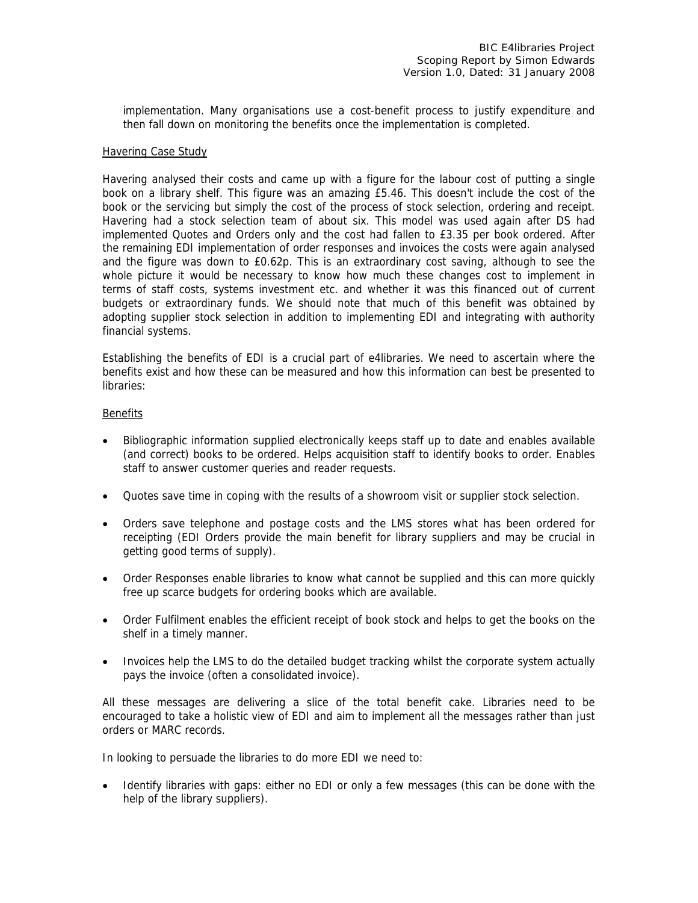implementation. Many organisations use a cost-benefit process to justify expenditure and then fall down on monitoring the benefits once the implementation is completed.

Havering Case Study

Havering analysed their costs and came up with a figure for the labour cost of putting a single book on a library shelf. This figure was an amazing £5.46. This doesn't include the cost of the book or the servicing but simply the cost of the process of stock selection, ordering and receipt. Havering had a stock selection team of about six. This model was used again after DS had implemented Quotes and Orders only and the cost had fallen to £3.35 per book ordered. After the remaining EDI implementation of order responses and invoices the costs were again analysed and the figure was down to £0.62p. This is an extraordinary cost saving, although to see the whole picture it would be necessary to know how much these changes cost to implement in terms of staff costs, systems investment etc. and whether it was this financed out of current budgets or extraordinary funds. We should note that much of this benefit was obtained by adopting supplier stock selection in addition to implementing EDI and integrating with authority financial systems.

Establishing the benefits of EDI is a crucial part of e4libraries. We need to ascertain where the benefits exist and how these can be measured and how this information can best be presented to libraries:

Benefits

- Bibliographic information supplied electronically keeps staff up to date and enables available (and correct) books to be ordered. Helps acquisition staff to identify books to order. Enables staff to answer customer queries and reader requests.
- Quotes save time in coping with the results of a showroom visit or supplier stock selection.
- Orders save telephone and postage costs and the LMS stores what has been ordered for receipting (EDI Orders provide the main benefit for library suppliers and may be crucial in getting good terms of supply).
- Order Responses enable libraries to know what cannot be supplied and this can more quickly free up scarce budgets for ordering books which are available.
- Order Fulfilment enables the efficient receipt of book stock and helps to get the books on the shelf in a timely manner.
- Invoices help the LMS to do the detailed budget tracking whilst the corporate system actually pays the invoice (often a consolidated invoice).

All these messages are delivering a slice of the total benefit cake. Libraries need to be encouraged to take a holistic view of EDI and aim to implement all the messages rather than just orders or MARC records.

In looking to persuade the libraries to do more EDI we need to:

- Identify libraries with gaps: either no EDI or only a few messages (this can be done with the help of the library suppliers).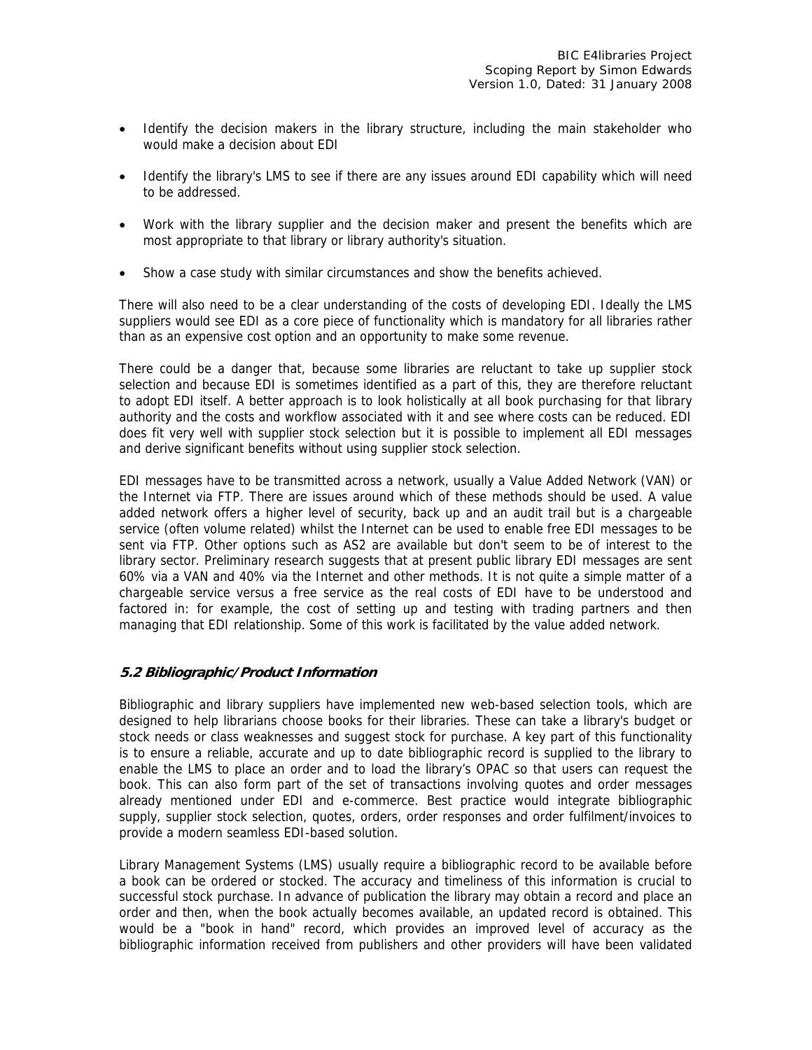- Identify the decision makers in the library structure, including the main stakeholder who would make a decision about EDI
- Identify the library's LMS to see if there are any issues around EDI capability which will need to be addressed.
- Work with the library supplier and the decision maker and present the benefits which are most appropriate to that library or library authority's situation.
- Show a case study with similar circumstances and show the benefits achieved.

There will also need to be a clear understanding of the costs of developing EDI. Ideally the LMS suppliers would see EDI as a core piece of functionality which is mandatory for all libraries rather than as an expensive cost option and an opportunity to make some revenue.

There could be a danger that, because some libraries are reluctant to take up supplier stock selection and because EDI is sometimes identified as a part of this, they are therefore reluctant to adopt EDI itself. A better approach is to look holistically at all book purchasing for that library authority and the costs and workflow associated with it and see where costs can be reduced. EDI does fit very well with supplier stock selection but it is possible to implement all EDI messages and derive significant benefits without using supplier stock selection.

EDI messages have to be transmitted across a network, usually a Value Added Network (VAN) or the Internet via FTP. There are issues around which of these methods should be used. A value added network offers a higher level of security, back up and an audit trail but is a chargeable service (often volume related) whilst the Internet can be used to enable free EDI messages to be sent via FTP. Other options such as AS2 are available but don't seem to be of interest to the library sector. Preliminary research suggests that at present public library EDI messages are sent 60% via a VAN and 40% via the Internet and other methods. It is not quite a simple matter of a chargeable service versus a free service as the real costs of EDI have to be understood and factored in: for example, the cost of setting up and testing with trading partners and then managing that EDI relationship. Some of this work is facilitated by the value added network.

### *5.2 Bibliographic/Product Information*

Bibliographic and library suppliers have implemented new web-based selection tools, which are designed to help librarians choose books for their libraries. These can take a library's budget or stock needs or class weaknesses and suggest stock for purchase. A key part of this functionality is to ensure a reliable, accurate and up to date bibliographic record is supplied to the library to enable the LMS to place an order and to load the library's OPAC so that users can request the book. This can also form part of the set of transactions involving quotes and order messages already mentioned under EDI and e-commerce. Best practice would integrate bibliographic supply, supplier stock selection, quotes, orders, order responses and order fulfilment/invoices to provide a modern seamless EDI-based solution.

Library Management Systems (LMS) usually require a bibliographic record to be available before a book can be ordered or stocked. The accuracy and timeliness of this information is crucial to successful stock purchase. In advance of publication the library may obtain a record and place an order and then, when the book actually becomes available, an updated record is obtained. This would be a "book in hand" record, which provides an improved level of accuracy as the bibliographic information received from publishers and other providers will have been validated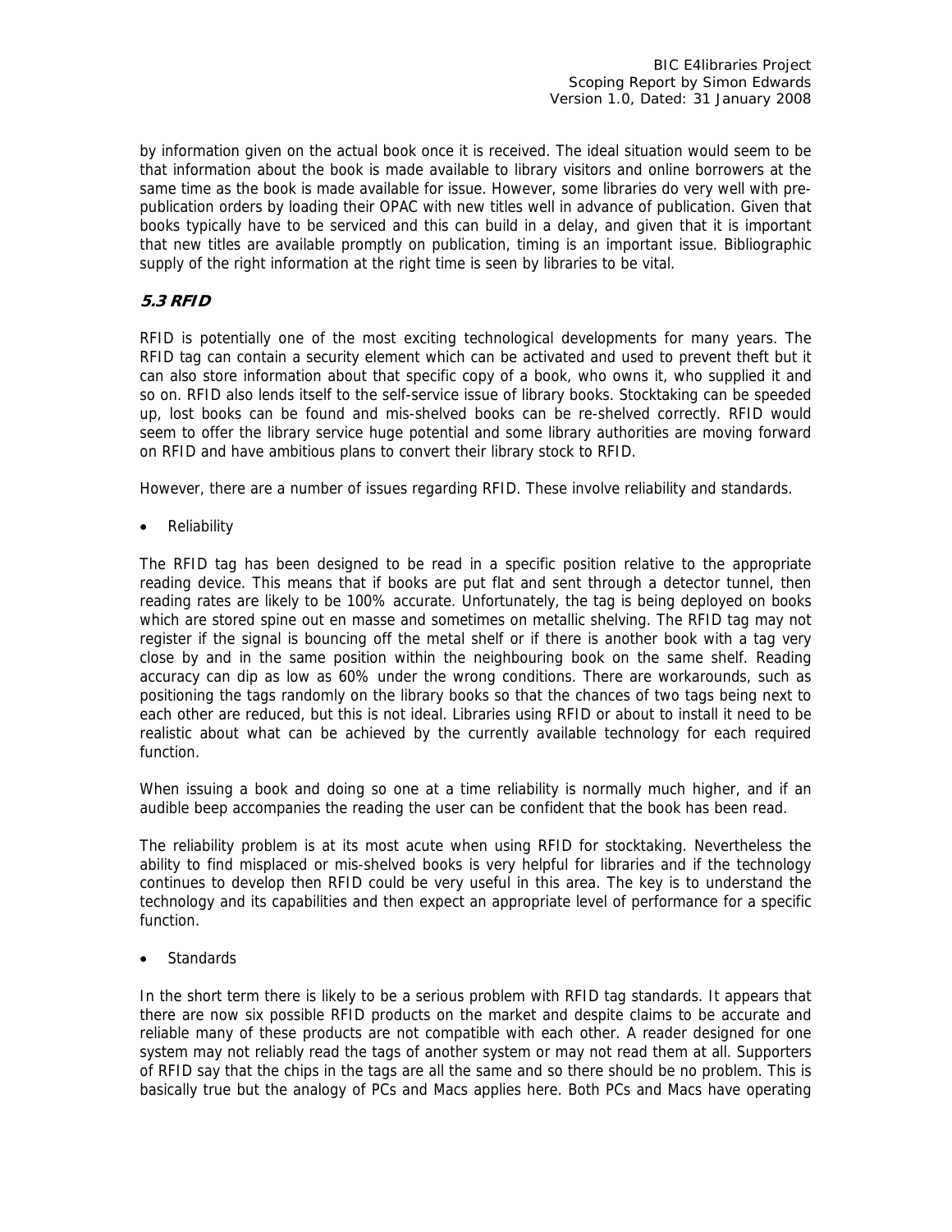by information given on the actual book once it is received. The ideal situation would seem to be that information about the book is made available to library visitors and online borrowers at the same time as the book is made available for issue. However, some libraries do very well with pre-publication orders by loading their OPAC with new titles well in advance of publication. Given that books typically have to be serviced and this can build in a delay, and given that it is important that new titles are available promptly on publication, timing is an important issue. Bibliographic supply of the right information at the right time is seen by libraries to be vital.

### *5.3 RFID*

RFID is potentially one of the most exciting technological developments for many years. The RFID tag can contain a security element which can be activated and used to prevent theft but it can also store information about that specific copy of a book, who owns it, who supplied it and so on. RFID also lends itself to the self-service issue of library books. Stocktaking can be speeded up, lost books can be found and mis-shelved books can be re-shelved correctly. RFID would seem to offer the library service huge potential and some library authorities are moving forward on RFID and have ambitious plans to convert their library stock to RFID.

However, there are a number of issues regarding RFID. These involve reliability and standards.

- Reliability

The RFID tag has been designed to be read in a specific position relative to the appropriate reading device. This means that if books are put flat and sent through a detector tunnel, then reading rates are likely to be 100% accurate. Unfortunately, the tag is being deployed on books which are stored spine out en masse and sometimes on metallic shelving. The RFID tag may not register if the signal is bouncing off the metal shelf or if there is another book with a tag very close by and in the same position within the neighbouring book on the same shelf. Reading accuracy can dip as low as 60% under the wrong conditions. There are workarounds, such as positioning the tags randomly on the library books so that the chances of two tags being next to each other are reduced, but this is not ideal. Libraries using RFID or about to install it need to be realistic about what can be achieved by the currently available technology for each required function.

When issuing a book and doing so one at a time reliability is normally much higher, and if an audible beep accompanies the reading the user can be confident that the book has been read.

The reliability problem is at its most acute when using RFID for stocktaking. Nevertheless the ability to find misplaced or mis-shelved books is very helpful for libraries and if the technology continues to develop then RFID could be very useful in this area. The key is to understand the technology and its capabilities and then expect an appropriate level of performance for a specific function.

- Standards

In the short term there is likely to be a serious problem with RFID tag standards. It appears that there are now six possible RFID products on the market and despite claims to be accurate and reliable many of these products are not compatible with each other. A reader designed for one system may not reliably read the tags of another system or may not read them at all. Supporters of RFID say that the chips in the tags are all the same and so there should be no problem. This is basically true but the analogy of PCs and Macs applies here. Both PCs and Macs have operating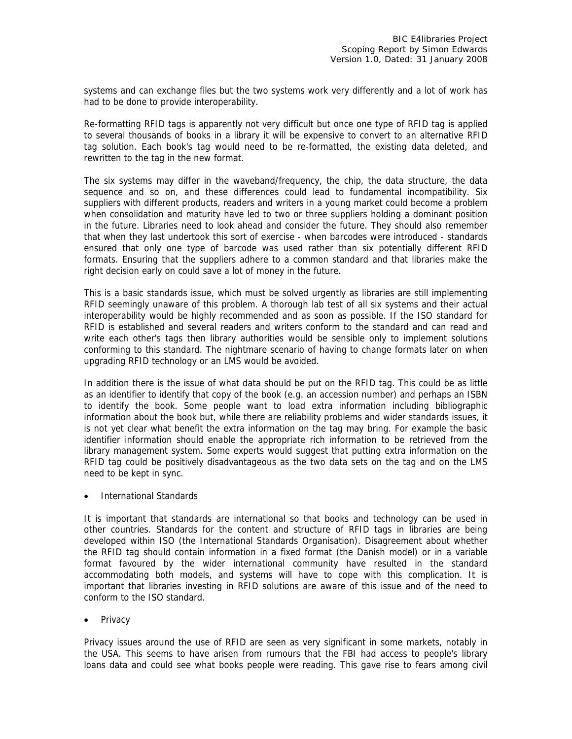systems and can exchange files but the two systems work very differently and a lot of work has had to be done to provide interoperability.

Re-formatting RFID tags is apparently not very difficult but once one type of RFID tag is applied to several thousands of books in a library it will be expensive to convert to an alternative RFID tag solution. Each book's tag would need to be re-formatted, the existing data deleted, and rewritten to the tag in the new format.

The six systems may differ in the waveband/frequency, the chip, the data structure, the data sequence and so on, and these differences could lead to fundamental incompatibility. Six suppliers with different products, readers and writers in a young market could become a problem when consolidation and maturity have led to two or three suppliers holding a dominant position in the future. Libraries need to look ahead and consider the future. They should also remember that when they last undertook this sort of exercise - when barcodes were introduced - standards ensured that only one type of barcode was used rather than six potentially different RFID formats. Ensuring that the suppliers adhere to a common standard and that libraries make the right decision early on could save a lot of money in the future.

This is a basic standards issue, which must be solved urgently as libraries are still implementing RFID seemingly unaware of this problem. A thorough lab test of all six systems and their actual interoperability would be highly recommended and as soon as possible. If the ISO standard for RFID is established and several readers and writers conform to the standard and can read and write each other's tags then library authorities would be sensible only to implement solutions conforming to this standard. The nightmare scenario of having to change formats later on when upgrading RFID technology or an LMS would be avoided.

In addition there is the issue of what data should be put on the RFID tag. This could be as little as an identifier to identify that copy of the book (e.g. an accession number) and perhaps an ISBN to identify the book. Some people want to load extra information including bibliographic information about the book but, while there are reliability problems and wider standards issues, it is not yet clear what benefit the extra information on the tag may bring. For example the basic identifier information should enable the appropriate rich information to be retrieved from the library management system. Some experts would suggest that putting extra information on the RFID tag could be positively disadvantageous as the two data sets on the tag and on the LMS need to be kept in sync.

- International Standards

It is important that standards are international so that books and technology can be used in other countries. Standards for the content and structure of RFID tags in libraries are being developed within ISO (the International Standards Organisation). Disagreement about whether the RFID tag should contain information in a fixed format (the Danish model) or in a variable format favoured by the wider international community have resulted in the standard accommodating both models, and systems will have to cope with this complication. It is important that libraries investing in RFID solutions are aware of this issue and of the need to conform to the ISO standard.

- Privacy

Privacy issues around the use of RFID are seen as very significant in some markets, notably in the USA. This seems to have arisen from rumours that the FBI had access to people's library loans data and could see what books people were reading. This gave rise to fears among civil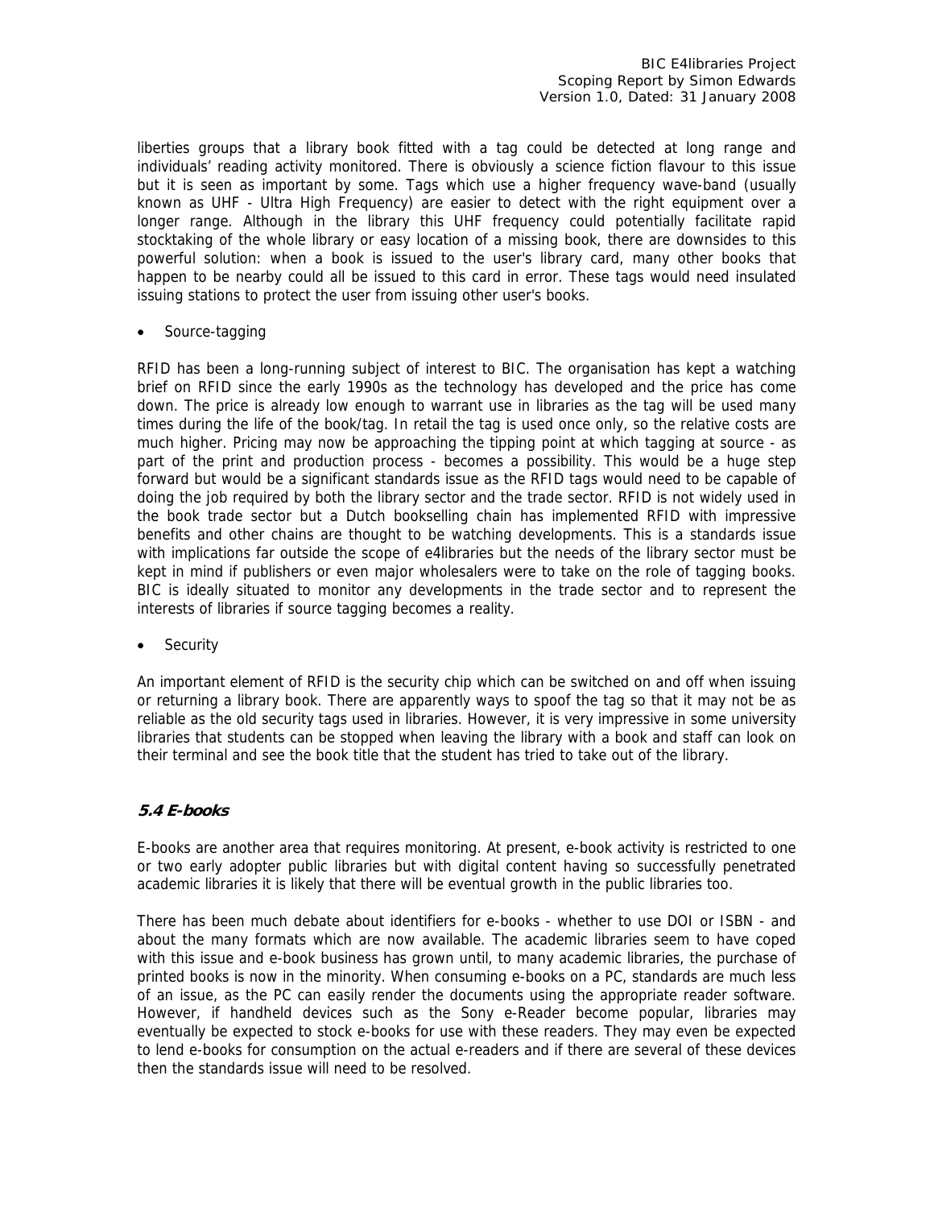liberties groups that a library book fitted with a tag could be detected at long range and individuals' reading activity monitored. There is obviously a science fiction flavour to this issue but it is seen as important by some. Tags which use a higher frequency wave-band (usually known as UHF - Ultra High Frequency) are easier to detect with the right equipment over a longer range. Although in the library this UHF frequency could potentially facilitate rapid stocktaking of the whole library or easy location of a missing book, there are downsides to this powerful solution: when a book is issued to the user's library card, many other books that happen to be nearby could all be issued to this card in error. These tags would need insulated issuing stations to protect the user from issuing other user's books.

- Source-tagging

RFID has been a long-running subject of interest to BIC. The organisation has kept a watching brief on RFID since the early 1990s as the technology has developed and the price has come down. The price is already low enough to warrant use in libraries as the tag will be used many times during the life of the book/tag. In retail the tag is used once only, so the relative costs are much higher. Pricing may now be approaching the tipping point at which tagging at source - as part of the print and production process - becomes a possibility. This would be a huge step forward but would be a significant standards issue as the RFID tags would need to be capable of doing the job required by both the library sector and the trade sector. RFID is not widely used in the book trade sector but a Dutch bookselling chain has implemented RFID with impressive benefits and other chains are thought to be watching developments. This is a standards issue with implications far outside the scope of e4libraries but the needs of the library sector must be kept in mind if publishers or even major wholesalers were to take on the role of tagging books. BIC is ideally situated to monitor any developments in the trade sector and to represent the interests of libraries if source tagging becomes a reality.

- Security

An important element of RFID is the security chip which can be switched on and off when issuing or returning a library book. There are apparently ways to spoof the tag so that it may not be as reliable as the old security tags used in libraries. However, it is very impressive in some university libraries that students can be stopped when leaving the library with a book and staff can look on their terminal and see the book title that the student has tried to take out of the library.

### *5.4 E-books*

E-books are another area that requires monitoring. At present, e-book activity is restricted to one or two early adopter public libraries but with digital content having so successfully penetrated academic libraries it is likely that there will be eventual growth in the public libraries too.

There has been much debate about identifiers for e-books - whether to use DOI or ISBN - and about the many formats which are now available. The academic libraries seem to have coped with this issue and e-book business has grown until, to many academic libraries, the purchase of printed books is now in the minority. When consuming e-books on a PC, standards are much less of an issue, as the PC can easily render the documents using the appropriate reader software. However, if handheld devices such as the Sony e-Reader become popular, libraries may eventually be expected to stock e-books for use with these readers. They may even be expected to lend e-books for consumption on the actual e-readers and if there are several of these devices then the standards issue will need to be resolved.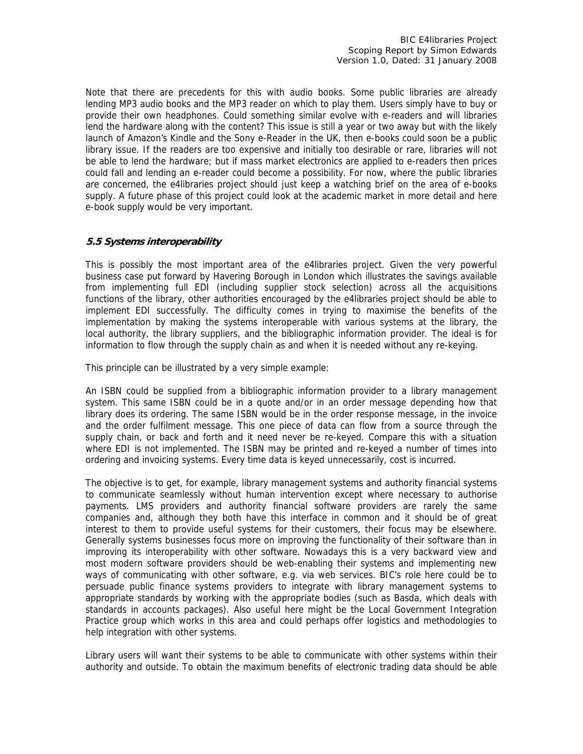Note that there are precedents for this with audio books. Some public libraries are already lending MP3 audio books and the MP3 reader on which to play them. Users simply have to buy or provide their own headphones. Could something similar evolve with e-readers and will libraries lend the hardware along with the content? This issue is still a year or two away but with the likely launch of Amazon's Kindle and the Sony e-Reader in the UK, then e-books could soon be a public library issue. If the readers are too expensive and initially too desirable or rare, libraries will not be able to lend the hardware; but if mass market electronics are applied to e-readers then prices could fall and lending an e-reader could become a possibility. For now, where the public libraries are concerned, the e4libraries project should just keep a watching brief on the area of e-books supply. A future phase of this project could look at the academic market in more detail and here e-book supply would be very important.

### *5.5 Systems interoperability*

This is possibly the most important area of the e4libraries project. Given the very powerful business case put forward by Havering Borough in London which illustrates the savings available from implementing full EDI (including supplier stock selection) across all the acquisitions functions of the library, other authorities encouraged by the e4libraries project should be able to implement EDI successfully. The difficulty comes in trying to maximise the benefits of the implementation by making the systems interoperable with various systems at the library, the local authority, the library suppliers, and the bibliographic information provider. The ideal is for information to flow through the supply chain as and when it is needed without any re-keying.

This principle can be illustrated by a very simple example:

An ISBN could be supplied from a bibliographic information provider to a library management system. This same ISBN could be in a quote and/or in an order message depending how that library does its ordering. The same ISBN would be in the order response message, in the invoice and the order fulfilment message. This one piece of data can flow from a source through the supply chain, or back and forth and it need never be re-keyed. Compare this with a situation where EDI is not implemented. The ISBN may be printed and re-keyed a number of times into ordering and invoicing systems. Every time data is keyed unnecessarily, cost is incurred.

The objective is to get, for example, library management systems and authority financial systems to communicate seamlessly without human intervention except where necessary to authorise payments. LMS providers and authority financial software providers are rarely the same companies and, although they both have this interface in common and it should be of great interest to them to provide useful systems for their customers, their focus may be elsewhere. Generally systems businesses focus more on improving the functionality of their software than in improving its interoperability with other software. Nowadays this is a very backward view and most modern software providers should be web-enabling their systems and implementing new ways of communicating with other software, e.g. via web services. BIC's role here could be to persuade public finance systems providers to integrate with library management systems to appropriate standards by working with the appropriate bodies (such as Basda, which deals with standards in accounts packages). Also useful here might be the Local Government Integration Practice group which works in this area and could perhaps offer logistics and methodologies to help integration with other systems.

Library users will want their systems to be able to communicate with other systems within their authority and outside. To obtain the maximum benefits of electronic trading data should be able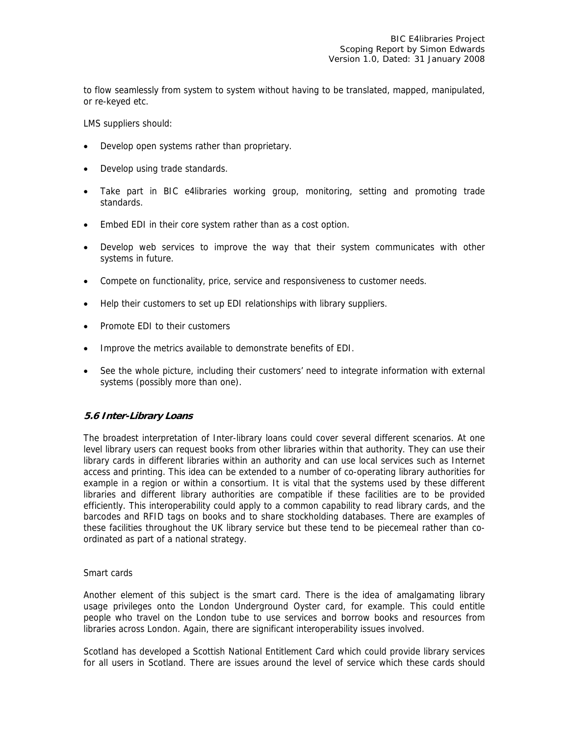to flow seamlessly from system to system without having to be translated, mapped, manipulated, or re-keyed etc.

LMS suppliers should:

- Develop open systems rather than proprietary.
- Develop using trade standards.
- Take part in BIC e4libraries working group, monitoring, setting and promoting trade standards.
- Embed EDI in their core system rather than as a cost option.
- Develop web services to improve the way that their system communicates with other systems in future.
- Compete on functionality, price, service and responsiveness to customer needs.
- Help their customers to set up EDI relationships with library suppliers.
- Promote EDI to their customers
- Improve the metrics available to demonstrate benefits of EDI.
- See the whole picture, including their customers' need to integrate information with external systems (possibly more than one).

### *5.6 Inter-Library Loans*

The broadest interpretation of Inter-library loans could cover several different scenarios. At one level library users can request books from other libraries within that authority. They can use their library cards in different libraries within an authority and can use local services such as Internet access and printing. This idea can be extended to a number of co-operating library authorities for example in a region or within a consortium. It is vital that the systems used by these different libraries and different library authorities are compatible if these facilities are to be provided efficiently. This interoperability could apply to a common capability to read library cards, and the barcodes and RFID tags on books and to share stockholding databases. There are examples of these facilities throughout the UK library service but these tend to be piecemeal rather than co-ordinated as part of a national strategy.

Smart cards

Another element of this subject is the smart card. There is the idea of amalgamating library usage privileges onto the London Underground Oyster card, for example. This could entitle people who travel on the London tube to use services and borrow books and resources from libraries across London. Again, there are significant interoperability issues involved.

Scotland has developed a Scottish National Entitlement Card which could provide library services for all users in Scotland. There are issues around the level of service which these cards should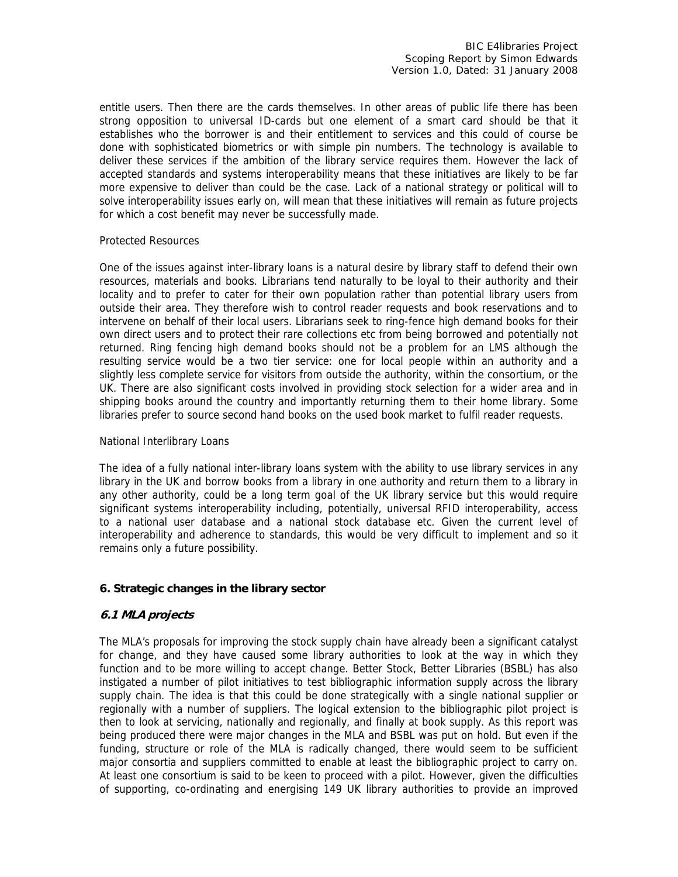entitle users. Then there are the cards themselves. In other areas of public life there has been strong opposition to universal ID-cards but one element of a smart card should be that it establishes who the borrower is and their entitlement to services and this could of course be done with sophisticated biometrics or with simple pin numbers. The technology is available to deliver these services if the ambition of the library service requires them. However the lack of accepted standards and systems interoperability means that these initiatives are likely to be far more expensive to deliver than could be the case. Lack of a national strategy or political will to solve interoperability issues early on, will mean that these initiatives will remain as future projects for which a cost benefit may never be successfully made.

Protected Resources

One of the issues against inter-library loans is a natural desire by library staff to defend their own resources, materials and books. Librarians tend naturally to be loyal to their authority and their locality and to prefer to cater for their own population rather than potential library users from outside their area. They therefore wish to control reader requests and book reservations and to intervene on behalf of their local users. Librarians seek to ring-fence high demand books for their own direct users and to protect their rare collections etc from being borrowed and potentially not returned. Ring fencing high demand books should not be a problem for an LMS although the resulting service would be a two tier service: one for local people within an authority and a slightly less complete service for visitors from outside the authority, within the consortium, or the UK. There are also significant costs involved in providing stock selection for a wider area and in shipping books around the country and importantly returning them to their home library. Some libraries prefer to source second hand books on the used book market to fulfil reader requests.

National Interlibrary Loans

The idea of a fully national inter-library loans system with the ability to use library services in any library in the UK and borrow books from a library in one authority and return them to a library in any other authority, could be a long term goal of the UK library service but this would require significant systems interoperability including, potentially, universal RFID interoperability, access to a national user database and a national stock database etc. Given the current level of interoperability and adherence to standards, this would be very difficult to implement and so it remains only a future possibility.

## 6. Strategic changes in the library sector

### *6.1 MLA projects*

The MLA's proposals for improving the stock supply chain have already been a significant catalyst for change, and they have caused some library authorities to look at the way in which they function and to be more willing to accept change. Better Stock, Better Libraries (BSBL) has also instigated a number of pilot initiatives to test bibliographic information supply across the library supply chain. The idea is that this could be done strategically with a single national supplier or regionally with a number of suppliers. The logical extension to the bibliographic pilot project is then to look at servicing, nationally and regionally, and finally at book supply. As this report was being produced there were major changes in the MLA and BSBL was put on hold. But even if the funding, structure or role of the MLA is radically changed, there would seem to be sufficient major consortia and suppliers committed to enable at least the bibliographic project to carry on. At least one consortium is said to be keen to proceed with a pilot. However, given the difficulties of supporting, co-ordinating and energising 149 UK library authorities to provide an improved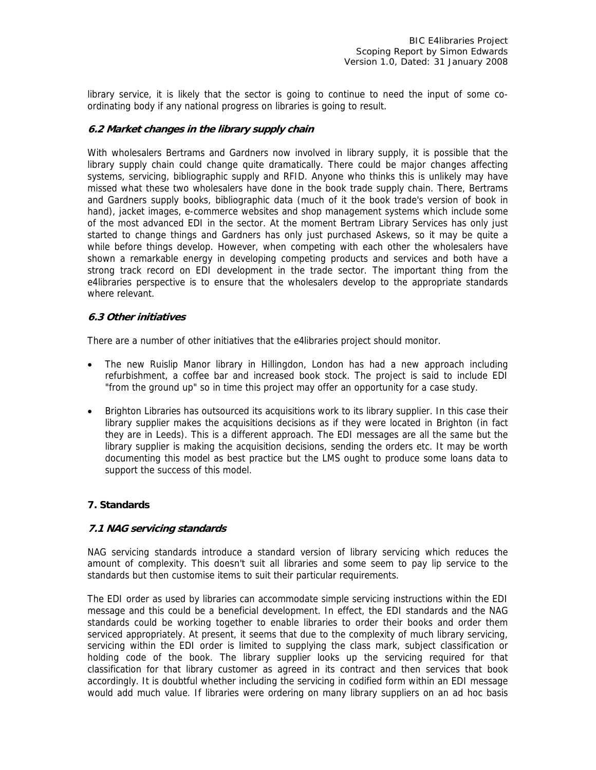library service, it is likely that the sector is going to continue to need the input of some co-ordinating body if any national progress on libraries is going to result.

### *6.2 Market changes in the library supply chain*

With wholesalers Bertrams and Gardners now involved in library supply, it is possible that the library supply chain could change quite dramatically. There could be major changes affecting systems, servicing, bibliographic supply and RFID. Anyone who thinks this is unlikely may have missed what these two wholesalers have done in the book trade supply chain. There, Bertrams and Gardners supply books, bibliographic data (much of it the book trade's version of book in hand), jacket images, e-commerce websites and shop management systems which include some of the most advanced EDI in the sector. At the moment Bertram Library Services has only just started to change things and Gardners has only just purchased Askews, so it may be quite a while before things develop. However, when competing with each other the wholesalers have shown a remarkable energy in developing competing products and services and both have a strong track record on EDI development in the trade sector. The important thing from the e4libraries perspective is to ensure that the wholesalers develop to the appropriate standards where relevant.

### *6.3 Other initiatives*

There are a number of other initiatives that the e4libraries project should monitor.

- The new Ruislip Manor library in Hillingdon, London has had a new approach including refurbishment, a coffee bar and increased book stock. The project is said to include EDI "from the ground up" so in time this project may offer an opportunity for a case study.

- Brighton Libraries has outsourced its acquisitions work to its library supplier. In this case their library supplier makes the acquisitions decisions as if they were located in Brighton (in fact they are in Leeds). This is a different approach. The EDI messages are all the same but the library supplier is making the acquisition decisions, sending the orders etc. It may be worth documenting this model as best practice but the LMS ought to produce some loans data to support the success of this model.

## 7. Standards

### *7.1 NAG servicing standards*

NAG servicing standards introduce a standard version of library servicing which reduces the amount of complexity. This doesn't suit all libraries and some seem to pay lip service to the standards but then customise items to suit their particular requirements.

The EDI order as used by libraries can accommodate simple servicing instructions within the EDI message and this could be a beneficial development. In effect, the EDI standards and the NAG standards could be working together to enable libraries to order their books and order them serviced appropriately. At present, it seems that due to the complexity of much library servicing, servicing within the EDI order is limited to supplying the class mark, subject classification or holding code of the book. The library supplier looks up the servicing required for that classification for that library customer as agreed in its contract and then services that book accordingly. It is doubtful whether including the servicing in codified form within an EDI message would add much value. If libraries were ordering on many library suppliers on an ad hoc basis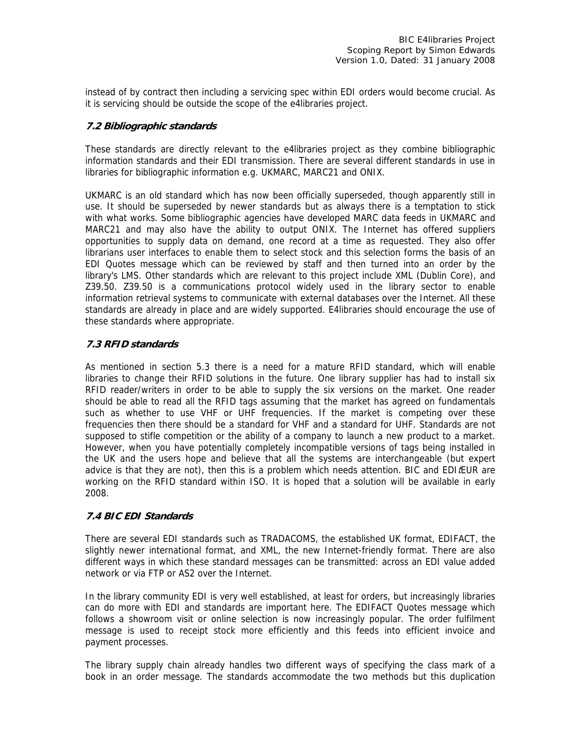instead of by contract then including a servicing spec within EDI orders would become crucial. As it is servicing should be outside the scope of the e4libraries project.

### *7.2 Bibliographic standards*

These standards are directly relevant to the e4libraries project as they combine bibliographic information standards and their EDI transmission. There are several different standards in use in libraries for bibliographic information e.g. UKMARC, MARC21 and ONIX.

UKMARC is an old standard which has now been officially superseded, though apparently still in use. It should be superseded by newer standards but as always there is a temptation to stick with what works. Some bibliographic agencies have developed MARC data feeds in UKMARC and MARC21 and may also have the ability to output ONIX. The Internet has offered suppliers opportunities to supply data on demand, one record at a time as requested. They also offer librarians user interfaces to enable them to select stock and this selection forms the basis of an EDI Quotes message which can be reviewed by staff and then turned into an order by the library's LMS. Other standards which are relevant to this project include XML (Dublin Core), and Z39.50. Z39.50 is a communications protocol widely used in the library sector to enable information retrieval systems to communicate with external databases over the Internet. All these standards are already in place and are widely supported. E4libraries should encourage the use of these standards where appropriate.

### *7.3 RFID standards*

As mentioned in section 5.3 there is a need for a mature RFID standard, which will enable libraries to change their RFID solutions in the future. One library supplier has had to install six RFID reader/writers in order to be able to supply the six versions on the market. One reader should be able to read all the RFID tags assuming that the market has agreed on fundamentals such as whether to use VHF or UHF frequencies. If the market is competing over these frequencies then there should be a standard for VHF and a standard for UHF. Standards are not supposed to stifle competition or the ability of a company to launch a new product to a market. However, when you have potentially completely incompatible versions of tags being installed in the UK and the users hope and believe that all the systems are interchangeable (but expert advice is that they are not), then this is a problem which needs attention. BIC and EDI*t*EUR are working on the RFID standard within ISO. It is hoped that a solution will be available in early 2008.

### *7.4 BIC EDI Standards*

There are several EDI standards such as TRADACOMS, the established UK format, EDIFACT, the slightly newer international format, and XML, the new Internet-friendly format. There are also different ways in which these standard messages can be transmitted: across an EDI value added network or via FTP or AS2 over the Internet.

In the library community EDI is very well established, at least for orders, but increasingly libraries can do more with EDI and standards are important here. The EDIFACT Quotes message which follows a showroom visit or online selection is now increasingly popular. The order fulfilment message is used to receipt stock more efficiently and this feeds into efficient invoice and payment processes.

The library supply chain already handles two different ways of specifying the class mark of a book in an order message. The standards accommodate the two methods but this duplication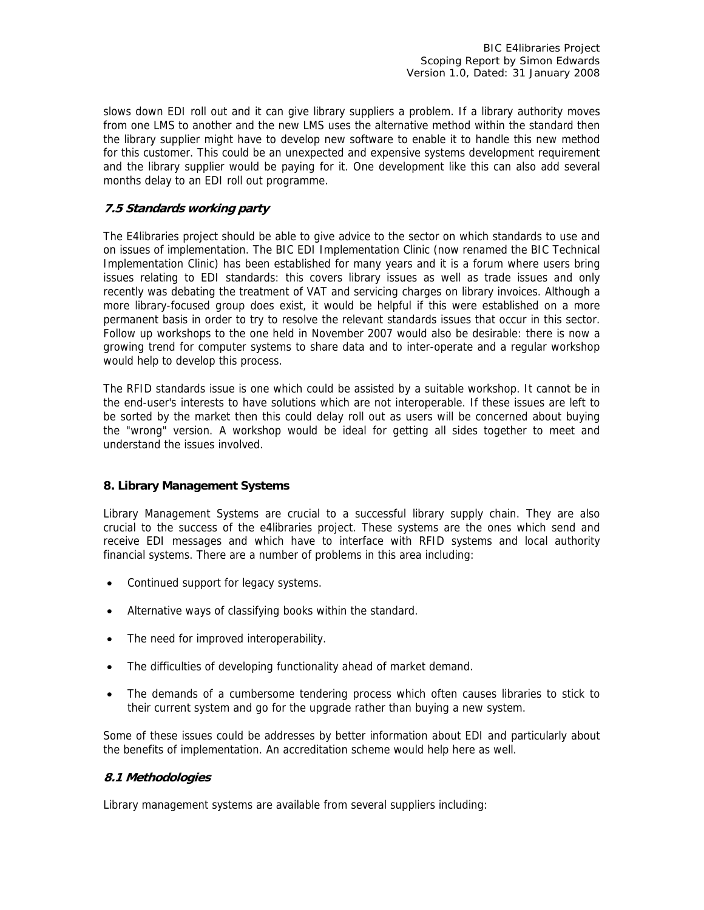slows down EDI roll out and it can give library suppliers a problem. If a library authority moves from one LMS to another and the new LMS uses the alternative method within the standard then the library supplier might have to develop new software to enable it to handle this new method for this customer. This could be an unexpected and expensive systems development requirement and the library supplier would be paying for it. One development like this can also add several months delay to an EDI roll out programme.

### *7.5 Standards working party*

The E4libraries project should be able to give advice to the sector on which standards to use and on issues of implementation. The BIC EDI Implementation Clinic (now renamed the BIC Technical Implementation Clinic) has been established for many years and it is a forum where users bring issues relating to EDI standards: this covers library issues as well as trade issues and only recently was debating the treatment of VAT and servicing charges on library invoices. Although a more library-focused group does exist, it would be helpful if this were established on a more permanent basis in order to try to resolve the relevant standards issues that occur in this sector. Follow up workshops to the one held in November 2007 would also be desirable: there is now a growing trend for computer systems to share data and to inter-operate and a regular workshop would help to develop this process.

The RFID standards issue is one which could be assisted by a suitable workshop. It cannot be in the end-user's interests to have solutions which are not interoperable. If these issues are left to be sorted by the market then this could delay roll out as users will be concerned about buying the "wrong" version. A workshop would be ideal for getting all sides together to meet and understand the issues involved.

## 8. Library Management Systems

Library Management Systems are crucial to a successful library supply chain. They are also crucial to the success of the e4libraries project. These systems are the ones which send and receive EDI messages and which have to interface with RFID systems and local authority financial systems. There are a number of problems in this area including:

- Continued support for legacy systems.
- Alternative ways of classifying books within the standard.
- The need for improved interoperability.
- The difficulties of developing functionality ahead of market demand.
- The demands of a cumbersome tendering process which often causes libraries to stick to their current system and go for the upgrade rather than buying a new system.

Some of these issues could be addresses by better information about EDI and particularly about the benefits of implementation. An accreditation scheme would help here as well.

### *8.1 Methodologies*

Library management systems are available from several suppliers including: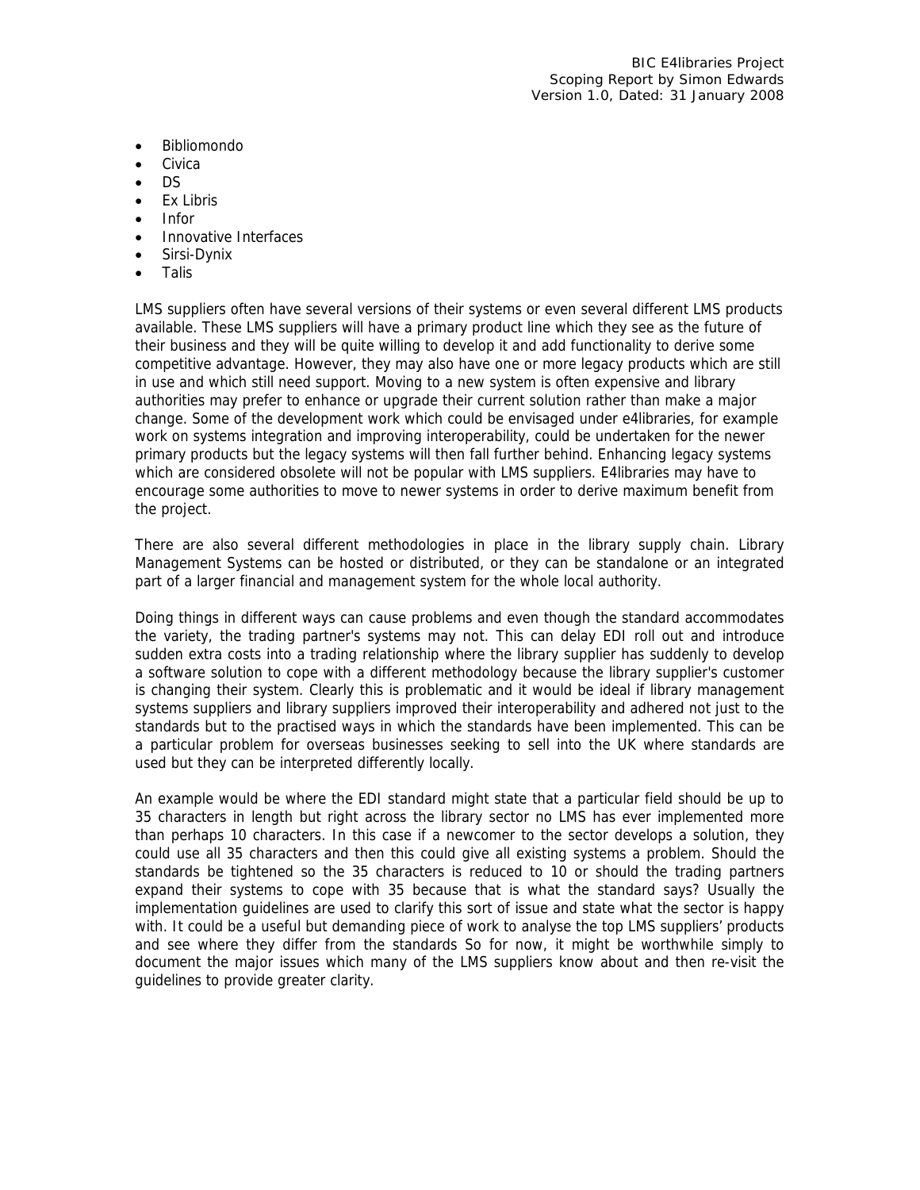- Bibliomondo
- Civica
- DS
- Ex Libris
- Infor
- Innovative Interfaces
- Sirsi-Dynix
- Talis

LMS suppliers often have several versions of their systems or even several different LMS products available. These LMS suppliers will have a primary product line which they see as the future of their business and they will be quite willing to develop it and add functionality to derive some competitive advantage. However, they may also have one or more legacy products which are still in use and which still need support. Moving to a new system is often expensive and library authorities may prefer to enhance or upgrade their current solution rather than make a major change. Some of the development work which could be envisaged under e4libraries, for example work on systems integration and improving interoperability, could be undertaken for the newer primary products but the legacy systems will then fall further behind. Enhancing legacy systems which are considered obsolete will not be popular with LMS suppliers. E4libraries may have to encourage some authorities to move to newer systems in order to derive maximum benefit from the project.

There are also several different methodologies in place in the library supply chain. Library Management Systems can be hosted or distributed, or they can be standalone or an integrated part of a larger financial and management system for the whole local authority.

Doing things in different ways can cause problems and even though the standard accommodates the variety, the trading partner's systems may not. This can delay EDI roll out and introduce sudden extra costs into a trading relationship where the library supplier has suddenly to develop a software solution to cope with a different methodology because the library supplier's customer is changing their system. Clearly this is problematic and it would be ideal if library management systems suppliers and library suppliers improved their interoperability and adhered not just to the standards but to the practised ways in which the standards have been implemented. This can be a particular problem for overseas businesses seeking to sell into the UK where standards are used but they can be interpreted differently locally.

An example would be where the EDI standard might state that a particular field should be up to 35 characters in length but right across the library sector no LMS has ever implemented more than perhaps 10 characters. In this case if a newcomer to the sector develops a solution, they could use all 35 characters and then this could give all existing systems a problem. Should the standards be tightened so the 35 characters is reduced to 10 or should the trading partners expand their systems to cope with 35 because that is what the standard says? Usually the implementation guidelines are used to clarify this sort of issue and state what the sector is happy with. It could be a useful but demanding piece of work to analyse the top LMS suppliers' products and see where they differ from the standards So for now, it might be worthwhile simply to document the major issues which many of the LMS suppliers know about and then re-visit the guidelines to provide greater clarity.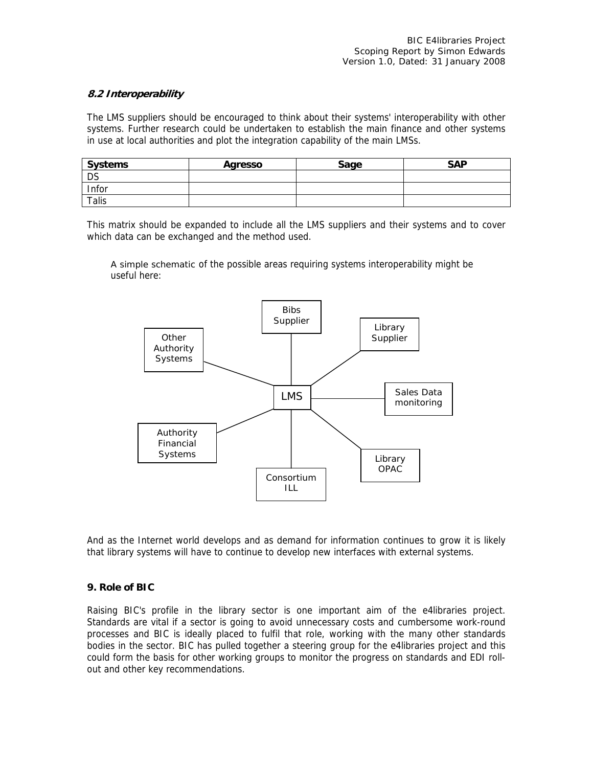### *8.2 Interoperability*

The LMS suppliers should be encouraged to think about their systems' interoperability with other systems. Further research could be undertaken to establish the main finance and other systems in use at local authorities and plot the integration capability of the main LMSs.

| Systems | Agresso | Sage | SAP |
|---|---|---|---|
| DS | | | |
| Infor | | | |
| Talis | | | |

This matrix should be expanded to include all the LMS suppliers and their systems and to cover which data can be exchanged and the method used.

A simple schematic of the possible areas requiring systems interoperability might be useful here:

## 9. Role of BIC

Raising BIC's profile in the library sector is one important aim of the e4libraries project. Standards are vital if a sector is going to avoid unnecessary costs and cumbersome work-round processes and BIC is ideally placed to fulfil that role, working with the many other standards bodies in the sector. BIC has pulled together a steering group for the e4libraries project and this could form the basis for other working groups to monitor the progress on standards and EDI roll-out and other key recommendations.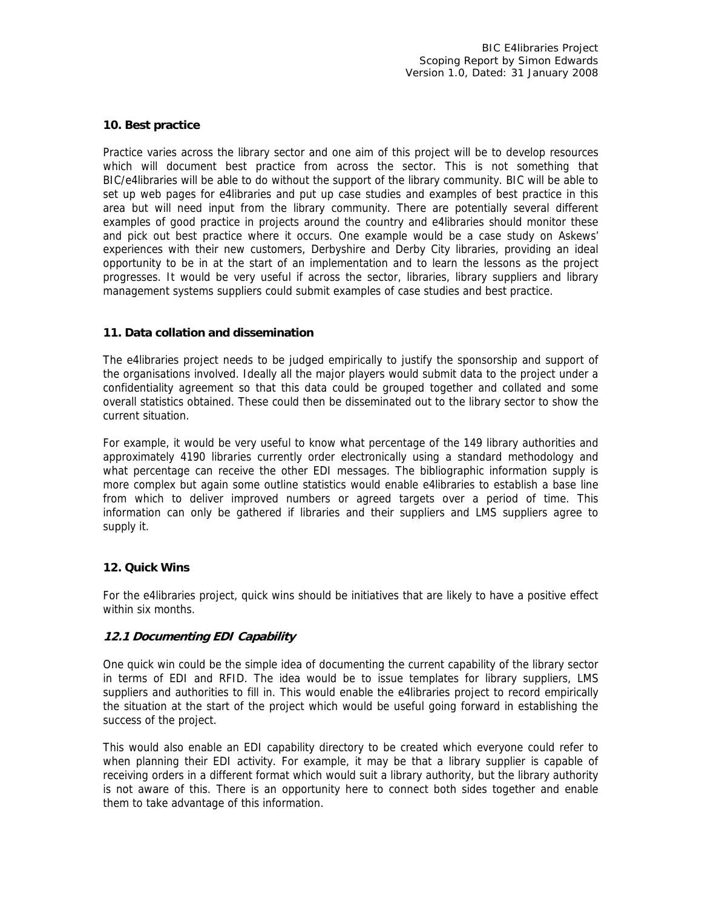## 10. Best practice

Practice varies across the library sector and one aim of this project will be to develop resources which will document best practice from across the sector. This is not something that BIC/e4libraries will be able to do without the support of the library community. BIC will be able to set up web pages for e4libraries and put up case studies and examples of best practice in this area but will need input from the library community. There are potentially several different examples of good practice in projects around the country and e4libraries should monitor these and pick out best practice where it occurs. One example would be a case study on Askews' experiences with their new customers, Derbyshire and Derby City libraries, providing an ideal opportunity to be in at the start of an implementation and to learn the lessons as the project progresses. It would be very useful if across the sector, libraries, library suppliers and library management systems suppliers could submit examples of case studies and best practice.

## 11. Data collation and dissemination

The e4libraries project needs to be judged empirically to justify the sponsorship and support of the organisations involved. Ideally all the major players would submit data to the project under a confidentiality agreement so that this data could be grouped together and collated and some overall statistics obtained. These could then be disseminated out to the library sector to show the current situation.

For example, it would be very useful to know what percentage of the 149 library authorities and approximately 4190 libraries currently order electronically using a standard methodology and what percentage can receive the other EDI messages. The bibliographic information supply is more complex but again some outline statistics would enable e4libraries to establish a base line from which to deliver improved numbers or agreed targets over a period of time. This information can only be gathered if libraries and their suppliers and LMS suppliers agree to supply it.

## 12. Quick Wins

For the e4libraries project, quick wins should be initiatives that are likely to have a positive effect within six months.

### *12.1 Documenting EDI Capability*

One quick win could be the simple idea of documenting the current capability of the library sector in terms of EDI and RFID. The idea would be to issue templates for library suppliers, LMS suppliers and authorities to fill in. This would enable the e4libraries project to record empirically the situation at the start of the project which would be useful going forward in establishing the success of the project.

This would also enable an EDI capability directory to be created which everyone could refer to when planning their EDI activity. For example, it may be that a library supplier is capable of receiving orders in a different format which would suit a library authority, but the library authority is not aware of this. There is an opportunity here to connect both sides together and enable them to take advantage of this information.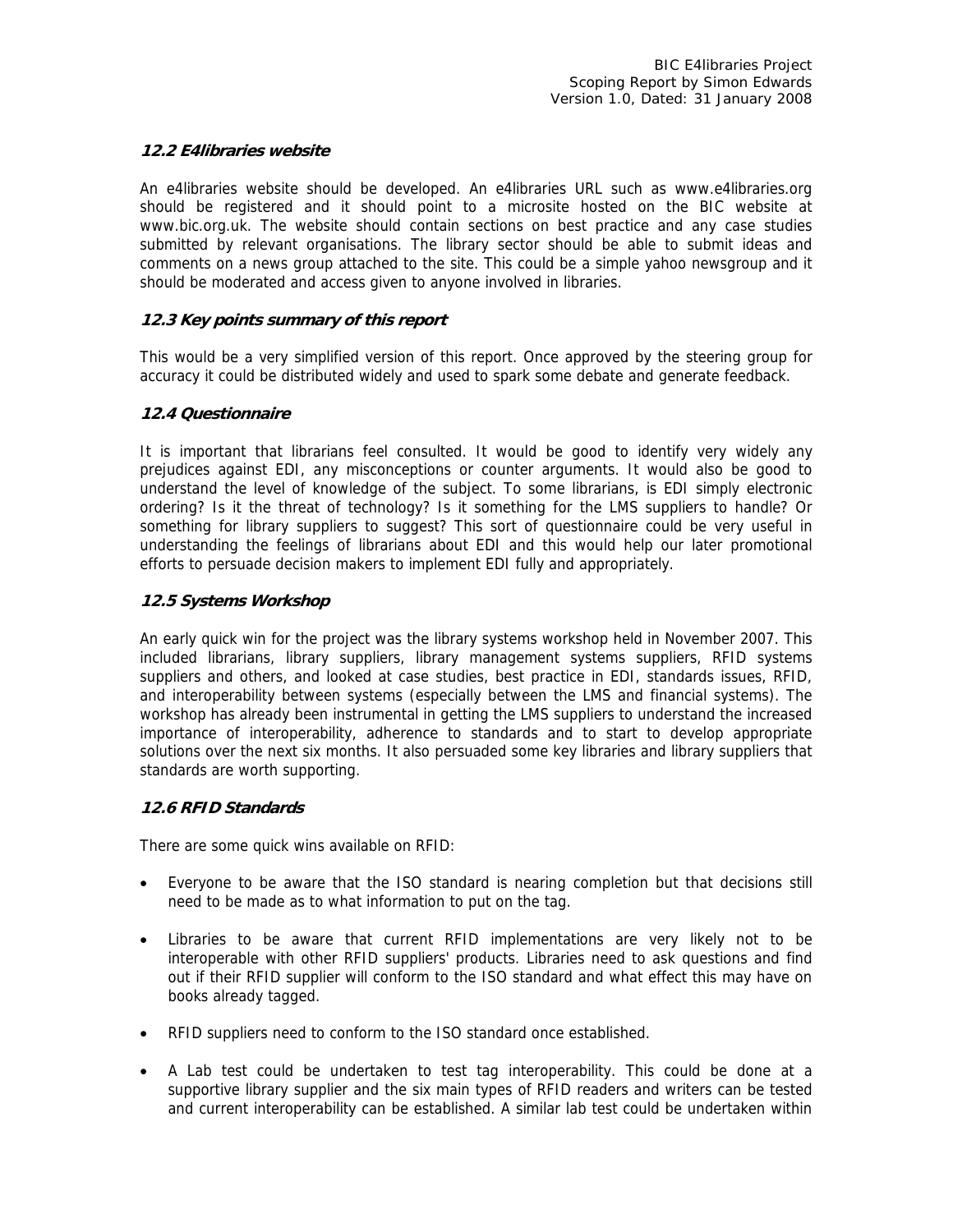### 12.2 E4libraries website

An e4libraries website should be developed. An e4libraries URL such as www.e4libraries.org should be registered and it should point to a microsite hosted on the BIC website at www.bic.org.uk. The website should contain sections on best practice and any case studies submitted by relevant organisations. The library sector should be able to submit ideas and comments on a news group attached to the site. This could be a simple yahoo newsgroup and it should be moderated and access given to anyone involved in libraries.

### 12.3 Key points summary of this report

This would be a very simplified version of this report. Once approved by the steering group for accuracy it could be distributed widely and used to spark some debate and generate feedback.

### 12.4 Questionnaire

It is important that librarians feel consulted. It would be good to identify very widely any prejudices against EDI, any misconceptions or counter arguments. It would also be good to understand the level of knowledge of the subject. To some librarians, is EDI simply electronic ordering? Is it the threat of technology? Is it something for the LMS suppliers to handle? Or something for library suppliers to suggest? This sort of questionnaire could be very useful in understanding the feelings of librarians about EDI and this would help our later promotional efforts to persuade decision makers to implement EDI fully and appropriately.

### 12.5 Systems Workshop

An early quick win for the project was the library systems workshop held in November 2007. This included librarians, library suppliers, library management systems suppliers, RFID systems suppliers and others, and looked at case studies, best practice in EDI, standards issues, RFID, and interoperability between systems (especially between the LMS and financial systems). The workshop has already been instrumental in getting the LMS suppliers to understand the increased importance of interoperability, adherence to standards and to start to develop appropriate solutions over the next six months. It also persuaded some key libraries and library suppliers that standards are worth supporting.

### 12.6 RFID Standards

There are some quick wins available on RFID:

- Everyone to be aware that the ISO standard is nearing completion but that decisions still need to be made as to what information to put on the tag.
- Libraries to be aware that current RFID implementations are very likely not to be interoperable with other RFID suppliers' products. Libraries need to ask questions and find out if their RFID supplier will conform to the ISO standard and what effect this may have on books already tagged.
- RFID suppliers need to conform to the ISO standard once established.
- A Lab test could be undertaken to test tag interoperability. This could be done at a supportive library supplier and the six main types of RFID readers and writers can be tested and current interoperability can be established. A similar lab test could be undertaken within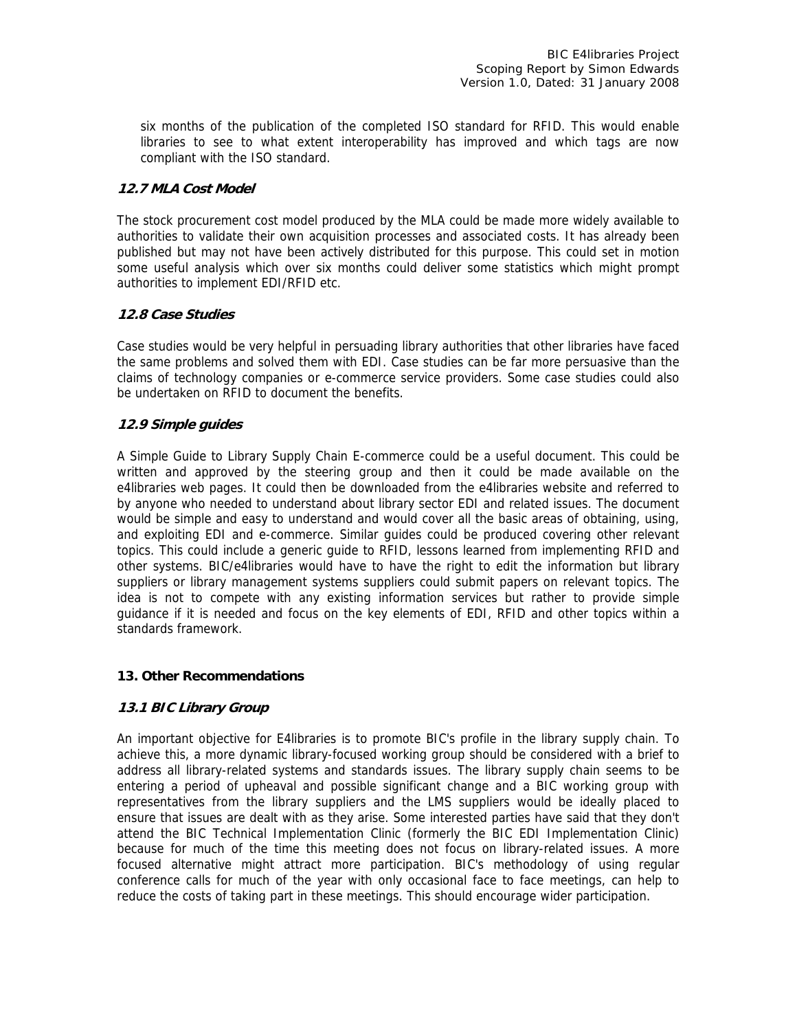six months of the publication of the completed ISO standard for RFID. This would enable libraries to see to what extent interoperability has improved and which tags are now compliant with the ISO standard.

### *12.7 MLA Cost Model*

The stock procurement cost model produced by the MLA could be made more widely available to authorities to validate their own acquisition processes and associated costs. It has already been published but may not have been actively distributed for this purpose. This could set in motion some useful analysis which over six months could deliver some statistics which might prompt authorities to implement EDI/RFID etc.

### *12.8 Case Studies*

Case studies would be very helpful in persuading library authorities that other libraries have faced the same problems and solved them with EDI. Case studies can be far more persuasive than the claims of technology companies or e-commerce service providers. Some case studies could also be undertaken on RFID to document the benefits.

### *12.9 Simple guides*

A Simple Guide to Library Supply Chain E-commerce could be a useful document. This could be written and approved by the steering group and then it could be made available on the e4libraries web pages. It could then be downloaded from the e4libraries website and referred to by anyone who needed to understand about library sector EDI and related issues. The document would be simple and easy to understand and would cover all the basic areas of obtaining, using, and exploiting EDI and e-commerce. Similar guides could be produced covering other relevant topics. This could include a generic guide to RFID, lessons learned from implementing RFID and other systems. BIC/e4libraries would have to have the right to edit the information but library suppliers or library management systems suppliers could submit papers on relevant topics. The idea is not to compete with any existing information services but rather to provide simple guidance if it is needed and focus on the key elements of EDI, RFID and other topics within a standards framework.

## 13. Other Recommendations

### *13.1 BIC Library Group*

An important objective for E4libraries is to promote BIC's profile in the library supply chain. To achieve this, a more dynamic library-focused working group should be considered with a brief to address all library-related systems and standards issues. The library supply chain seems to be entering a period of upheaval and possible significant change and a BIC working group with representatives from the library suppliers and the LMS suppliers would be ideally placed to ensure that issues are dealt with as they arise. Some interested parties have said that they don't attend the BIC Technical Implementation Clinic (formerly the BIC EDI Implementation Clinic) because for much of the time this meeting does not focus on library-related issues. A more focused alternative might attract more participation. BIC's methodology of using regular conference calls for much of the year with only occasional face to face meetings, can help to reduce the costs of taking part in these meetings. This should encourage wider participation.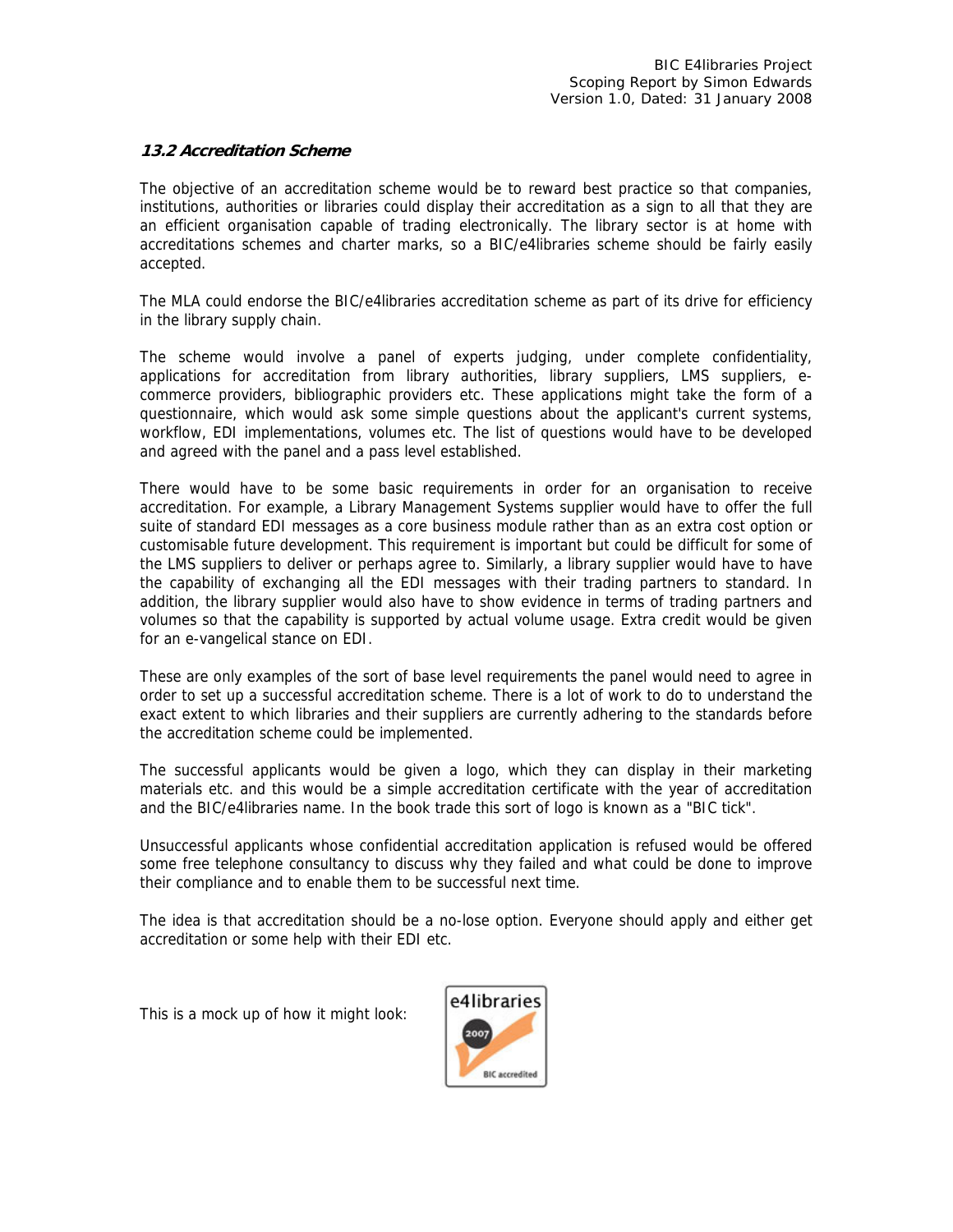### 13.2 Accreditation Scheme

The objective of an accreditation scheme would be to reward best practice so that companies, institutions, authorities or libraries could display their accreditation as a sign to all that they are an efficient organisation capable of trading electronically. The library sector is at home with accreditations schemes and charter marks, so a BIC/e4libraries scheme should be fairly easily accepted.

The MLA could endorse the BIC/e4libraries accreditation scheme as part of its drive for efficiency in the library supply chain.

The scheme would involve a panel of experts judging, under complete confidentiality, applications for accreditation from library authorities, library suppliers, LMS suppliers, e-commerce providers, bibliographic providers etc. These applications might take the form of a questionnaire, which would ask some simple questions about the applicant's current systems, workflow, EDI implementations, volumes etc. The list of questions would have to be developed and agreed with the panel and a pass level established.

There would have to be some basic requirements in order for an organisation to receive accreditation. For example, a Library Management Systems supplier would have to offer the full suite of standard EDI messages as a core business module rather than as an extra cost option or customisable future development. This requirement is important but could be difficult for some of the LMS suppliers to deliver or perhaps agree to. Similarly, a library supplier would have to have the capability of exchanging all the EDI messages with their trading partners to standard. In addition, the library supplier would also have to show evidence in terms of trading partners and volumes so that the capability is supported by actual volume usage. Extra credit would be given for an e-vangelical stance on EDI.

These are only examples of the sort of base level requirements the panel would need to agree in order to set up a successful accreditation scheme. There is a lot of work to do to understand the exact extent to which libraries and their suppliers are currently adhering to the standards before the accreditation scheme could be implemented.

The successful applicants would be given a logo, which they can display in their marketing materials etc. and this would be a simple accreditation certificate with the year of accreditation and the BIC/e4libraries name. In the book trade this sort of logo is known as a "BIC tick".

Unsuccessful applicants whose confidential accreditation application is refused would be offered some free telephone consultancy to discuss why they failed and what could be done to improve their compliance and to enable them to be successful next time.

The idea is that accreditation should be a no-lose option. Everyone should apply and either get accreditation or some help with their EDI etc.

This is a mock up of how it might look:

e4libraries 2007 BIC accredited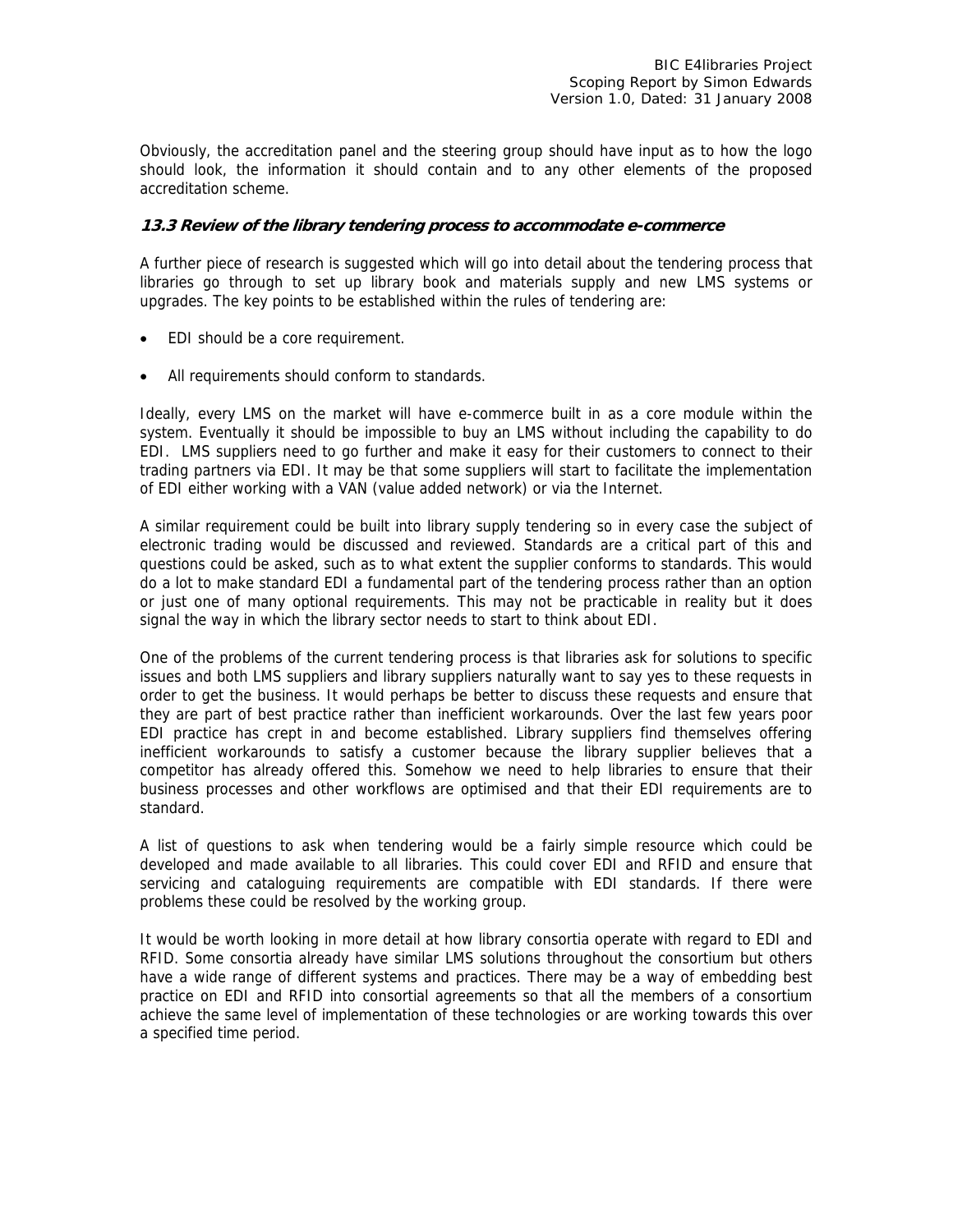Obviously, the accreditation panel and the steering group should have input as to how the logo should look, the information it should contain and to any other elements of the proposed accreditation scheme.

### *13.3 Review of the library tendering process to accommodate e-commerce*

A further piece of research is suggested which will go into detail about the tendering process that libraries go through to set up library book and materials supply and new LMS systems or upgrades. The key points to be established within the rules of tendering are:

- EDI should be a core requirement.
- All requirements should conform to standards.

Ideally, every LMS on the market will have e-commerce built in as a core module within the system. Eventually it should be impossible to buy an LMS without including the capability to do EDI. LMS suppliers need to go further and make it easy for their customers to connect to their trading partners via EDI. It may be that some suppliers will start to facilitate the implementation of EDI either working with a VAN (value added network) or via the Internet.

A similar requirement could be built into library supply tendering so in every case the subject of electronic trading would be discussed and reviewed. Standards are a critical part of this and questions could be asked, such as to what extent the supplier conforms to standards. This would do a lot to make standard EDI a fundamental part of the tendering process rather than an option or just one of many optional requirements. This may not be practicable in reality but it does signal the way in which the library sector needs to start to think about EDI.

One of the problems of the current tendering process is that libraries ask for solutions to specific issues and both LMS suppliers and library suppliers naturally want to say yes to these requests in order to get the business. It would perhaps be better to discuss these requests and ensure that they are part of best practice rather than inefficient workarounds. Over the last few years poor EDI practice has crept in and become established. Library suppliers find themselves offering inefficient workarounds to satisfy a customer because the library supplier believes that a competitor has already offered this. Somehow we need to help libraries to ensure that their business processes and other workflows are optimised and that their EDI requirements are to standard.

A list of questions to ask when tendering would be a fairly simple resource which could be developed and made available to all libraries. This could cover EDI and RFID and ensure that servicing and cataloguing requirements are compatible with EDI standards. If there were problems these could be resolved by the working group.

It would be worth looking in more detail at how library consortia operate with regard to EDI and RFID. Some consortia already have similar LMS solutions throughout the consortium but others have a wide range of different systems and practices. There may be a way of embedding best practice on EDI and RFID into consortial agreements so that all the members of a consortium achieve the same level of implementation of these technologies or are working towards this over a specified time period.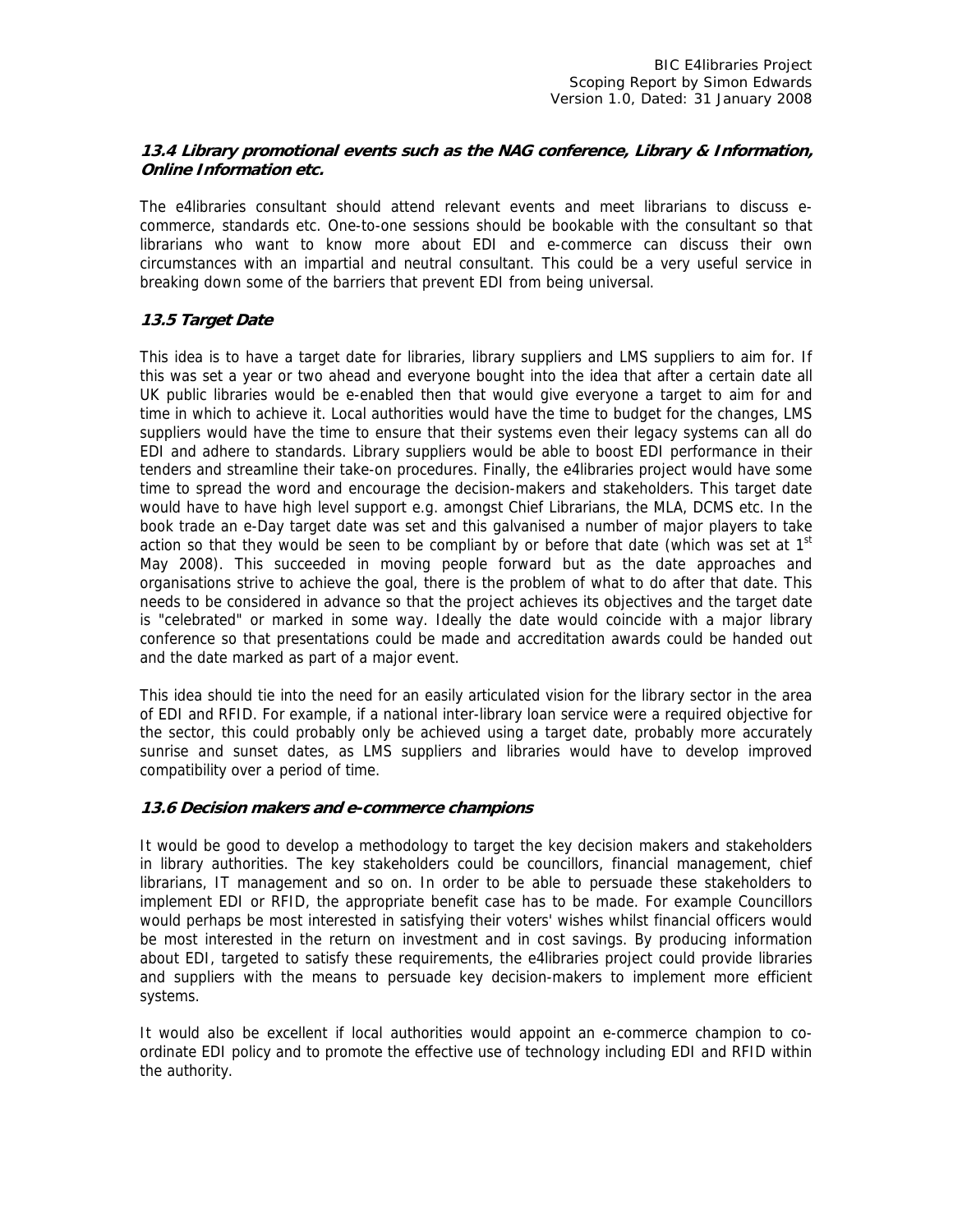### *13.4 Library promotional events such as the NAG conference, Library & Information, Online Information etc.*

The e4libraries consultant should attend relevant events and meet librarians to discuss e-commerce, standards etc. One-to-one sessions should be bookable with the consultant so that librarians who want to know more about EDI and e-commerce can discuss their own circumstances with an impartial and neutral consultant. This could be a very useful service in breaking down some of the barriers that prevent EDI from being universal.

### *13.5 Target Date*

This idea is to have a target date for libraries, library suppliers and LMS suppliers to aim for. If this was set a year or two ahead and everyone bought into the idea that after a certain date all UK public libraries would be e-enabled then that would give everyone a target to aim for and time in which to achieve it. Local authorities would have the time to budget for the changes, LMS suppliers would have the time to ensure that their systems even their legacy systems can all do EDI and adhere to standards. Library suppliers would be able to boost EDI performance in their tenders and streamline their take-on procedures. Finally, the e4libraries project would have some time to spread the word and encourage the decision-makers and stakeholders. This target date would have to have high level support e.g. amongst Chief Librarians, the MLA, DCMS etc. In the book trade an e-Day target date was set and this galvanised a number of major players to take action so that they would be seen to be compliant by or before that date (which was set at 1st May 2008). This succeeded in moving people forward but as the date approaches and organisations strive to achieve the goal, there is the problem of what to do after that date. This needs to be considered in advance so that the project achieves its objectives and the target date is "celebrated" or marked in some way. Ideally the date would coincide with a major library conference so that presentations could be made and accreditation awards could be handed out and the date marked as part of a major event.

This idea should tie into the need for an easily articulated vision for the library sector in the area of EDI and RFID. For example, if a national inter-library loan service were a required objective for the sector, this could probably only be achieved using a target date, probably more accurately sunrise and sunset dates, as LMS suppliers and libraries would have to develop improved compatibility over a period of time.

### *13.6 Decision makers and e-commerce champions*

It would be good to develop a methodology to target the key decision makers and stakeholders in library authorities. The key stakeholders could be councillors, financial management, chief librarians, IT management and so on. In order to be able to persuade these stakeholders to implement EDI or RFID, the appropriate benefit case has to be made. For example Councillors would perhaps be most interested in satisfying their voters' wishes whilst financial officers would be most interested in the return on investment and in cost savings. By producing information about EDI, targeted to satisfy these requirements, the e4libraries project could provide libraries and suppliers with the means to persuade key decision-makers to implement more efficient systems.

It would also be excellent if local authorities would appoint an e-commerce champion to co-ordinate EDI policy and to promote the effective use of technology including EDI and RFID within the authority.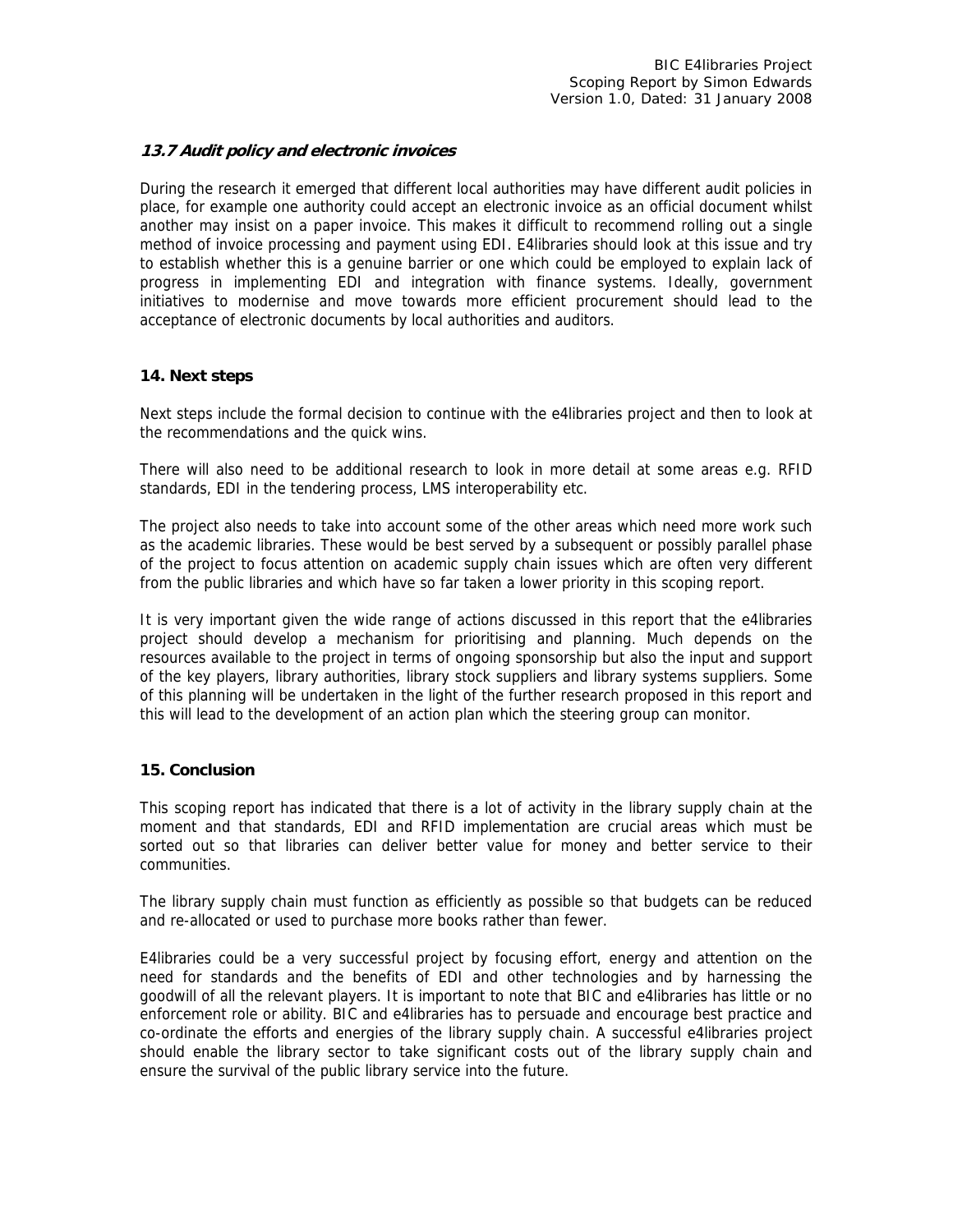### *13.7 Audit policy and electronic invoices*

During the research it emerged that different local authorities may have different audit policies in place, for example one authority could accept an electronic invoice as an official document whilst another may insist on a paper invoice. This makes it difficult to recommend rolling out a single method of invoice processing and payment using EDI. E4libraries should look at this issue and try to establish whether this is a genuine barrier or one which could be employed to explain lack of progress in implementing EDI and integration with finance systems. Ideally, government initiatives to modernise and move towards more efficient procurement should lead to the acceptance of electronic documents by local authorities and auditors.

## 14. Next steps

Next steps include the formal decision to continue with the e4libraries project and then to look at the recommendations and the quick wins.

There will also need to be additional research to look in more detail at some areas e.g. RFID standards, EDI in the tendering process, LMS interoperability etc.

The project also needs to take into account some of the other areas which need more work such as the academic libraries. These would be best served by a subsequent or possibly parallel phase of the project to focus attention on academic supply chain issues which are often very different from the public libraries and which have so far taken a lower priority in this scoping report.

It is very important given the wide range of actions discussed in this report that the e4libraries project should develop a mechanism for prioritising and planning. Much depends on the resources available to the project in terms of ongoing sponsorship but also the input and support of the key players, library authorities, library stock suppliers and library systems suppliers. Some of this planning will be undertaken in the light of the further research proposed in this report and this will lead to the development of an action plan which the steering group can monitor.

## 15. Conclusion

This scoping report has indicated that there is a lot of activity in the library supply chain at the moment and that standards, EDI and RFID implementation are crucial areas which must be sorted out so that libraries can deliver better value for money and better service to their communities.

The library supply chain must function as efficiently as possible so that budgets can be reduced and re-allocated or used to purchase more books rather than fewer.

E4libraries could be a very successful project by focusing effort, energy and attention on the need for standards and the benefits of EDI and other technologies and by harnessing the goodwill of all the relevant players. It is important to note that BIC and e4libraries has little or no enforcement role or ability. BIC and e4libraries has to persuade and encourage best practice and co-ordinate the efforts and energies of the library supply chain. A successful e4libraries project should enable the library sector to take significant costs out of the library supply chain and ensure the survival of the public library service into the future.